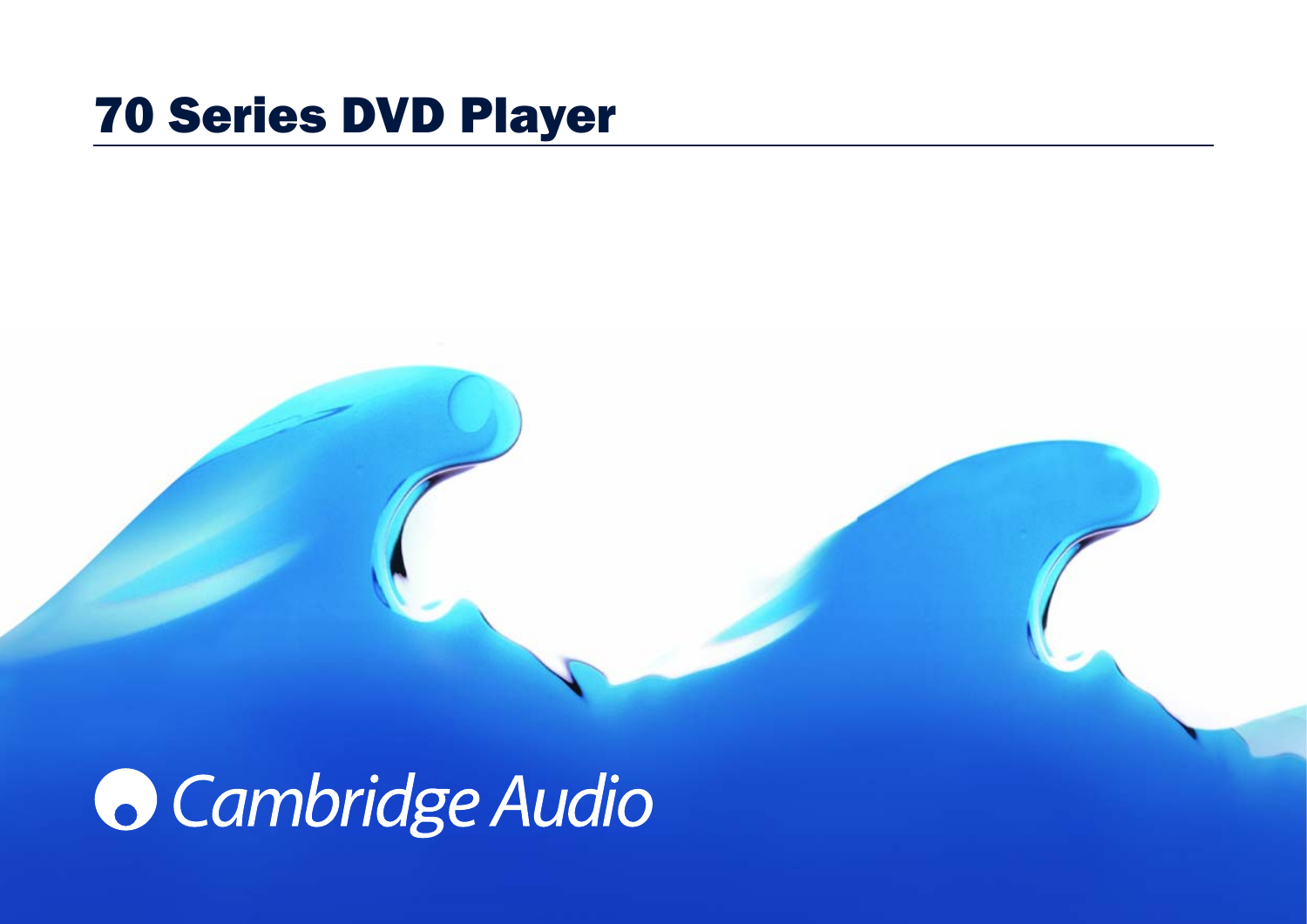# 70 Series DVD Player

Cambridge Audio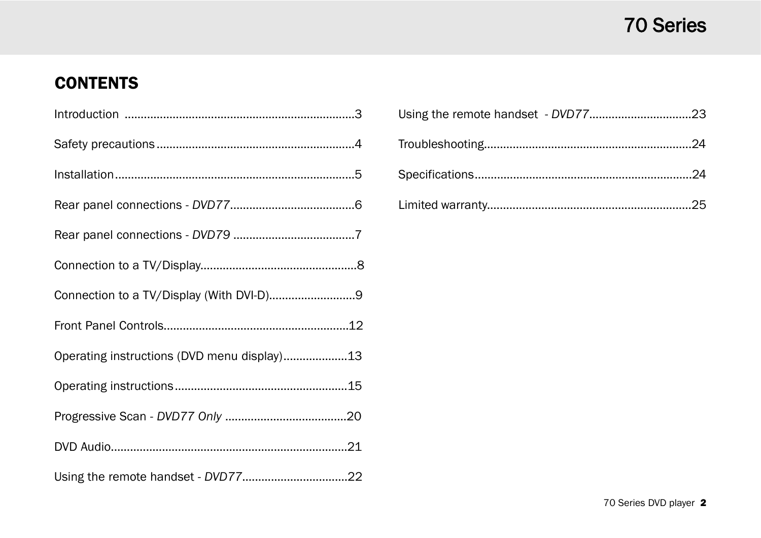## CONTENTS

Introduction ........................................................................3

Safety precautions .............................................................4

Installation...........................................................................5

Rear panel connections - *DVD77*.......................................6

Rear panel connections - *DVD79* ......................................7

Connection to a TV/Display.................................................8

Connection to a TV/Display (With DVI-D)...........................9

Front Panel Controls..........................................................12

Operating instructions (DVD menu display)....................13

Operating instructions......................................................15

Progressive Scan - *DVD77 Only* ......................................20

DVD Audio..........................................................................21

Using the remote handset - *DVD77*.................................22

Using the remote handset - *DVD77*................................23

Troubleshooting................................................................24

Specifications....................................................................24

Limited warranty...............................................................25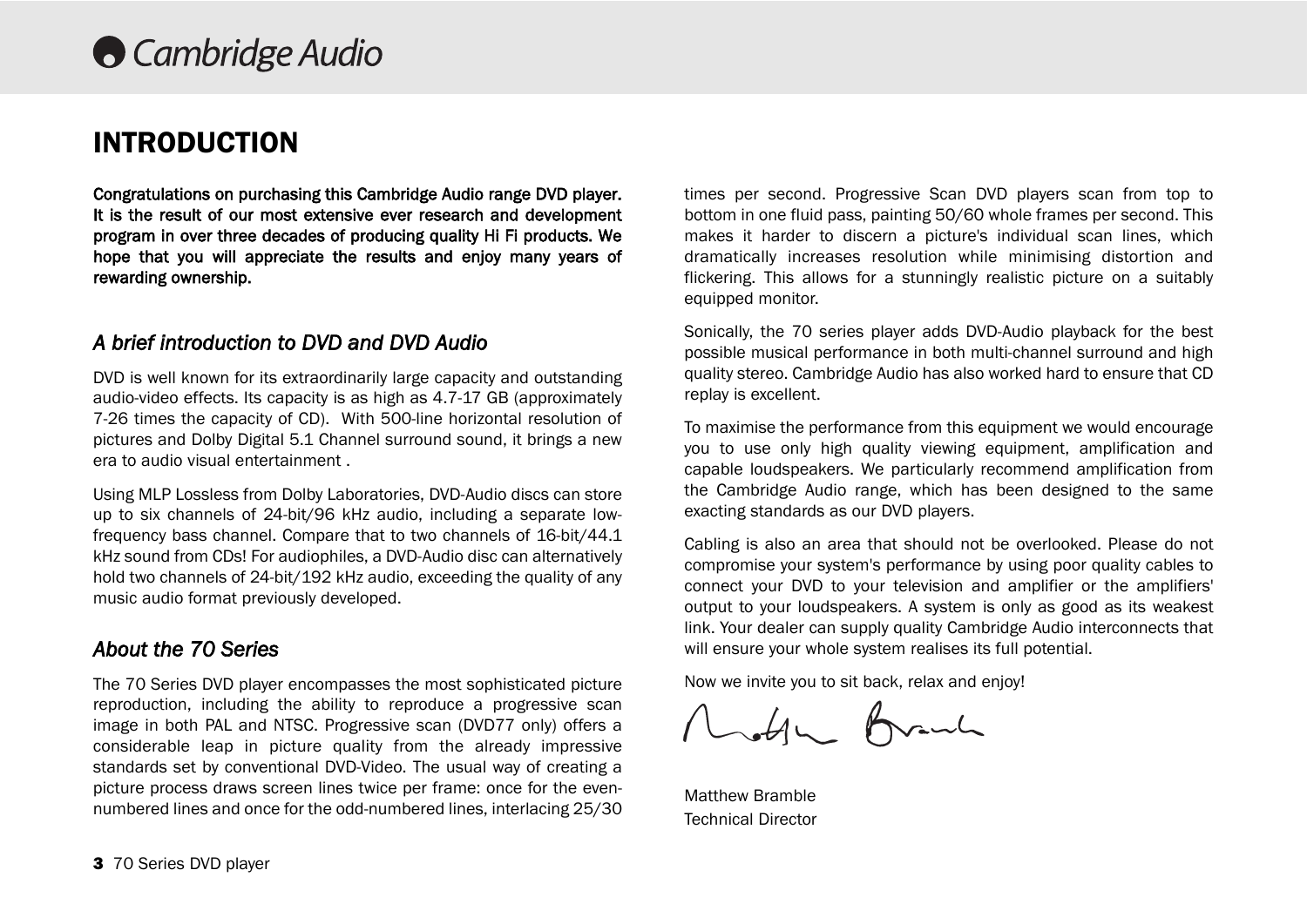# INTRODUCTION

**Congratulations on purchasing this Cambridge Audio range DVD player. It is the result of our most extensive ever research and development program in over three decades of producing quality Hi Fi products. We hope that you will appreciate the results and enjoy many years of rewarding ownership.**

## *A brief introduction to DVD and DVD Audio*

DVD is well known for its extraordinarily large capacity and outstanding audio-video effects. Its capacity is as high as 4.7-17 GB (approximately 7-26 times the capacity of CD). With 500-line horizontal resolution of pictures and Dolby Digital 5.1 Channel surround sound, it brings a new era to audio visual entertainment .

Using MLP Lossless from Dolby Laboratories, DVD-Audio discs can store up to six channels of 24-bit/96 kHz audio, including a separate low-frequency bass channel. Compare that to two channels of 16-bit/44.1 kHz sound from CDs! For audiophiles, a DVD-Audio disc can alternatively hold two channels of 24-bit/192 kHz audio, exceeding the quality of any music audio format previously developed.

## *About the 70 Series*

The 70 Series DVD player encompasses the most sophisticated picture reproduction, including the ability to reproduce a progressive scan image in both PAL and NTSC. Progressive scan (DVD77 only) offers a considerable leap in picture quality from the already impressive standards set by conventional DVD-Video. The usual way of creating a picture process draws screen lines twice per frame: once for the even-numbered lines and once for the odd-numbered lines, interlacing 25/30 times per second. Progressive Scan DVD players scan from top to bottom in one fluid pass, painting 50/60 whole frames per second. This makes it harder to discern a picture's individual scan lines, which dramatically increases resolution while minimising distortion and flickering. This allows for a stunningly realistic picture on a suitably equipped monitor.

Sonically, the 70 series player adds DVD-Audio playback for the best possible musical performance in both multi-channel surround and high quality stereo. Cambridge Audio has also worked hard to ensure that CD replay is excellent.

To maximise the performance from this equipment we would encourage you to use only high quality viewing equipment, amplification and capable loudspeakers. We particularly recommend amplification from the Cambridge Audio range, which has been designed to the same exacting standards as our DVD players.

Cabling is also an area that should not be overlooked. Please do not compromise your system's performance by using poor quality cables to connect your DVD to your television and amplifier or the amplifiers' output to your loudspeakers. A system is only as good as its weakest link. Your dealer can supply quality Cambridge Audio interconnects that will ensure your whole system realises its full potential.

Now we invite you to sit back, relax and enjoy!

Matthew Bramble
Technical Director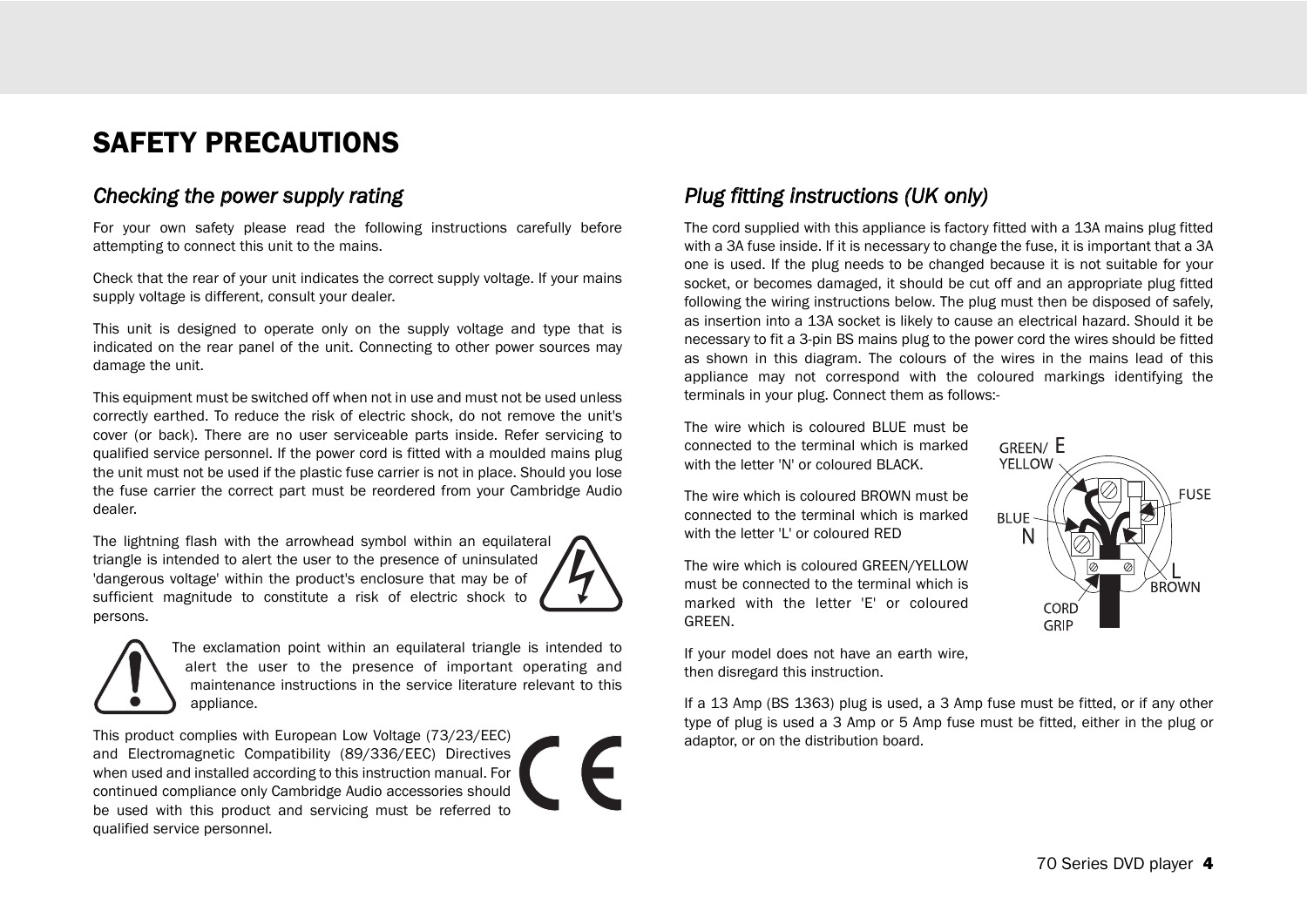# SAFETY PRECAUTIONS

## *Checking the power supply rating*

For your own safety please read the following instructions carefully before attempting to connect this unit to the mains.

Check that the rear of your unit indicates the correct supply voltage. If your mains supply voltage is different, consult your dealer.

This unit is designed to operate only on the supply voltage and type that is indicated on the rear panel of the unit. Connecting to other power sources may damage the unit.

This equipment must be switched off when not in use and must not be used unless correctly earthed. To reduce the risk of electric shock, do not remove the unit's cover (or back). There are no user serviceable parts inside. Refer servicing to qualified service personnel. If the power cord is fitted with a moulded mains plug the unit must not be used if the plastic fuse carrier is not in place. Should you lose the fuse carrier the correct part must be reordered from your Cambridge Audio dealer.

The lightning flash with the arrowhead symbol within an equilateral triangle is intended to alert the user to the presence of uninsulated 'dangerous voltage' within the product's enclosure that may be of sufficient magnitude to constitute a risk of electric shock to persons.

The exclamation point within an equilateral triangle is intended to alert the user to the presence of important operating and maintenance instructions in the service literature relevant to this appliance.

This product complies with European Low Voltage (73/23/EEC) and Electromagnetic Compatibility (89/336/EEC) Directives when used and installed according to this instruction manual. For continued compliance only Cambridge Audio accessories should be used with this product and servicing must be referred to qualified service personnel.

## *Plug fitting instructions (UK only)*

The cord supplied with this appliance is factory fitted with a 13A mains plug fitted with a 3A fuse inside. If it is necessary to change the fuse, it is important that a 3A one is used. If the plug needs to be changed because it is not suitable for your socket, or becomes damaged, it should be cut off and an appropriate plug fitted following the wiring instructions below. The plug must then be disposed of safely, as insertion into a 13A socket is likely to cause an electrical hazard. Should it be necessary to fit a 3-pin BS mains plug to the power cord the wires should be fitted as shown in this diagram. The colours of the wires in the mains lead of this appliance may not correspond with the coloured markings identifying the terminals in your plug. Connect them as follows:-

The wire which is coloured BLUE must be connected to the terminal which is marked with the letter 'N' or coloured BLACK.

The wire which is coloured BROWN must be connected to the terminal which is marked with the letter 'L' or coloured RED

The wire which is coloured GREEN/YELLOW must be connected to the terminal which is marked with the letter 'E' or coloured GREEN.

GREEN/ YELLOW E
FUSE
BLUE N
L BROWN
CORD GRIP

If your model does not have an earth wire, then disregard this instruction.

If a 13 Amp (BS 1363) plug is used, a 3 Amp fuse must be fitted, or if any other type of plug is used a 3 Amp or 5 Amp fuse must be fitted, either in the plug or adaptor, or on the distribution board.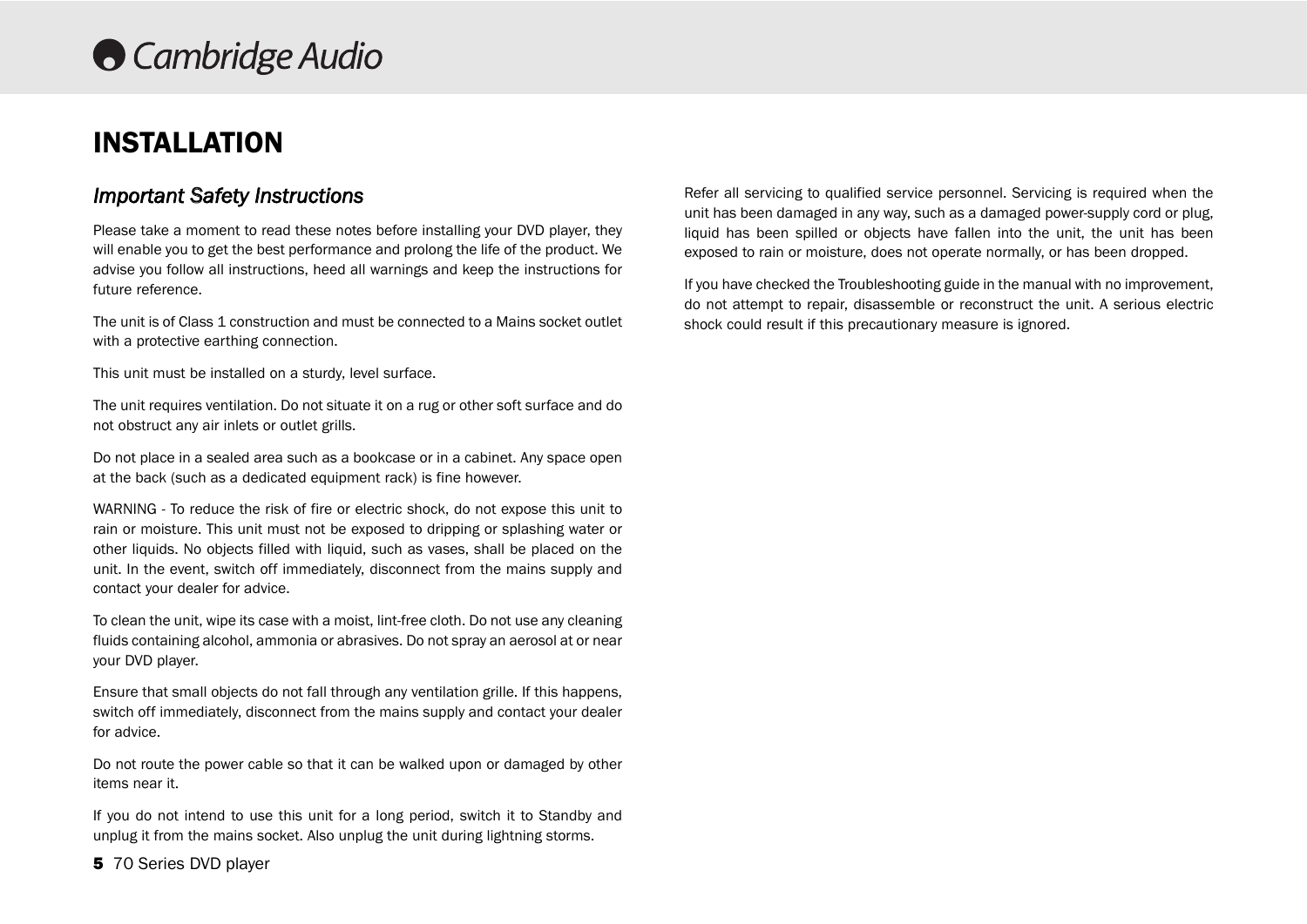# INSTALLATION

## *Important Safety Instructions*

Please take a moment to read these notes before installing your DVD player, they will enable you to get the best performance and prolong the life of the product. We advise you follow all instructions, heed all warnings and keep the instructions for future reference.

The unit is of Class 1 construction and must be connected to a Mains socket outlet with a protective earthing connection.

This unit must be installed on a sturdy, level surface.

The unit requires ventilation. Do not situate it on a rug or other soft surface and do not obstruct any air inlets or outlet grills.

Do not place in a sealed area such as a bookcase or in a cabinet. Any space open at the back (such as a dedicated equipment rack) is fine however.

WARNING - To reduce the risk of fire or electric shock, do not expose this unit to rain or moisture. This unit must not be exposed to dripping or splashing water or other liquids. No objects filled with liquid, such as vases, shall be placed on the unit. In the event, switch off immediately, disconnect from the mains supply and contact your dealer for advice.

To clean the unit, wipe its case with a moist, lint-free cloth. Do not use any cleaning fluids containing alcohol, ammonia or abrasives. Do not spray an aerosol at or near your DVD player.

Ensure that small objects do not fall through any ventilation grille. If this happens, switch off immediately, disconnect from the mains supply and contact your dealer for advice.

Do not route the power cable so that it can be walked upon or damaged by other items near it.

If you do not intend to use this unit for a long period, switch it to Standby and unplug it from the mains socket. Also unplug the unit during lightning storms.

Refer all servicing to qualified service personnel. Servicing is required when the unit has been damaged in any way, such as a damaged power-supply cord or plug, liquid has been spilled or objects have fallen into the unit, the unit has been exposed to rain or moisture, does not operate normally, or has been dropped.

If you have checked the Troubleshooting guide in the manual with no improvement, do not attempt to repair, disassemble or reconstruct the unit. A serious electric shock could result if this precautionary measure is ignored.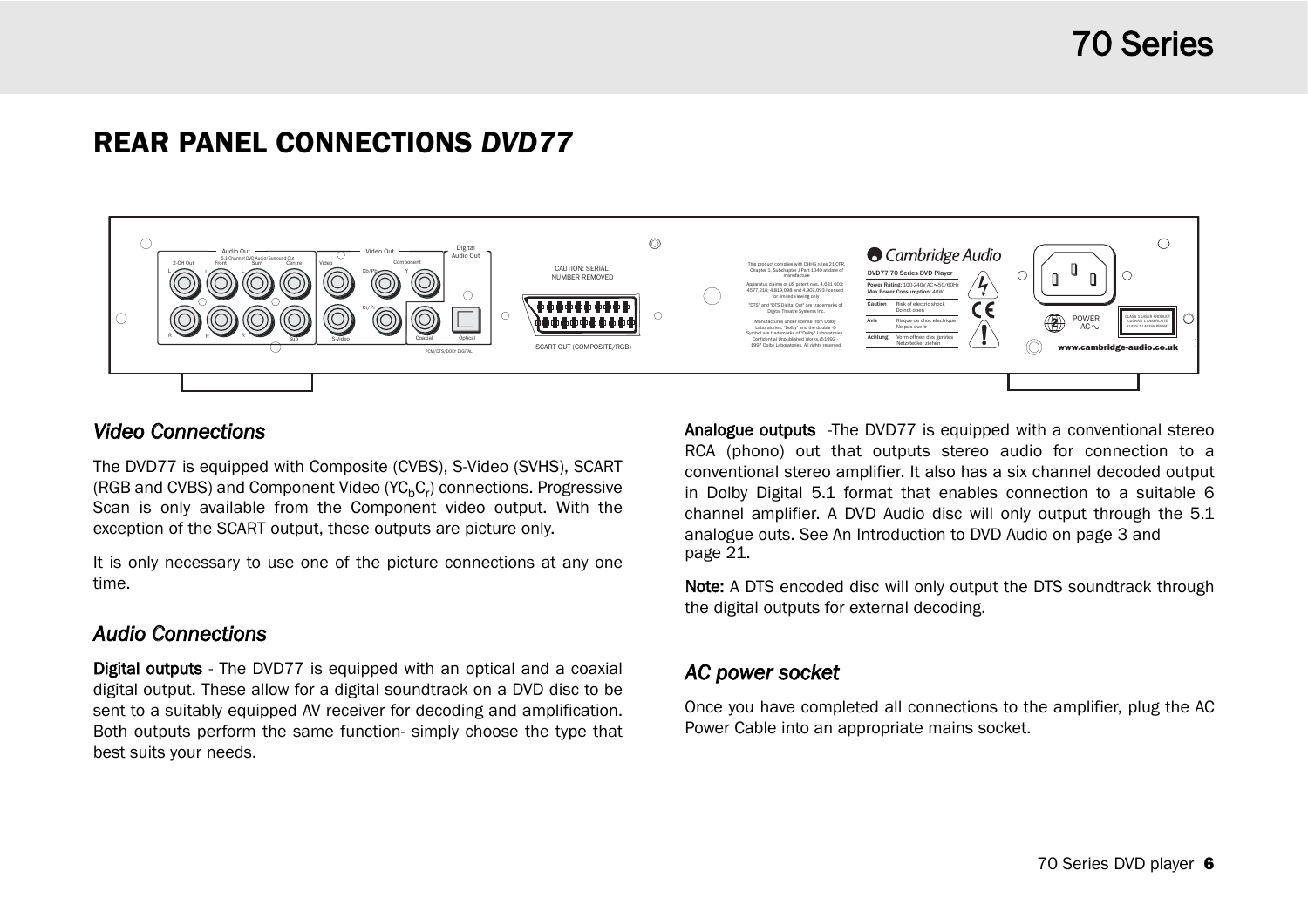## REAR PANEL CONNECTIONS *DVD77*

### *Video Connections*

The DVD77 is equipped with Composite (CVBS), S-Video (SVHS), SCART (RGB and CVBS) and Component Video ($YC_bC_r$) connections. Progressive Scan is only available from the Component video output. With the exception of the SCART output, these outputs are picture only.

It is only necessary to use one of the picture connections at any one time.

### *Audio Connections*

**Digital outputs** - The DVD77 is equipped with an optical and a coaxial digital output. These allow for a digital soundtrack on a DVD disc to be sent to a suitably equipped AV receiver for decoding and amplification. Both outputs perform the same function- simply choose the type that best suits your needs.

**Analogue outputs** -The DVD77 is equipped with a conventional stereo RCA (phono) out that outputs stereo audio for connection to a conventional stereo amplifier. It also has a six channel decoded output in Dolby Digital 5.1 format that enables connection to a suitable 6 channel amplifier. A DVD Audio disc will only output through the 5.1 analogue outs. See An Introduction to DVD Audio on page 3 and page 21.

**Note:** A DTS encoded disc will only output the DTS soundtrack through the digital outputs for external decoding.

### *AC power socket*

Once you have completed all connections to the amplifier, plug the AC Power Cable into an appropriate mains socket.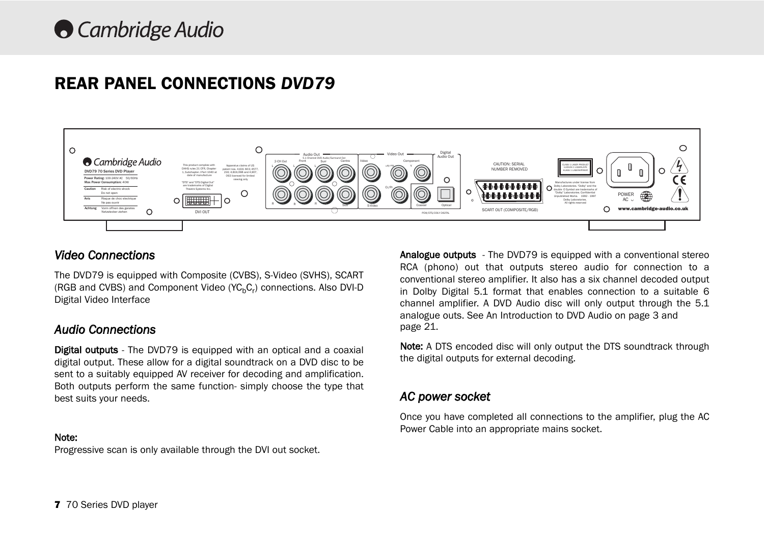# REAR PANEL CONNECTIONS *DVD79*

## *Video Connections*

The DVD79 is equipped with Composite (CVBS), S-Video (SVHS), SCART (RGB and CVBS) and Component Video ($YC_bC_r$) connections. Also DVI-D Digital Video Interface

## *Audio Connections*

**Digital outputs** - The DVD79 is equipped with an optical and a coaxial digital output. These allow for a digital soundtrack on a DVD disc to be sent to a suitably equipped AV receiver for decoding and amplification. Both outputs perform the same function- simply choose the type that best suits your needs.

**Note:**
Progressive scan is only available through the DVI out socket.

**Analogue outputs** - The DVD79 is equipped with a conventional stereo RCA (phono) out that outputs stereo audio for connection to a conventional stereo amplifier. It also has a six channel decoded output in Dolby Digital 5.1 format that enables connection to a suitable 6 channel amplifier. A DVD Audio disc will only output through the 5.1 analogue outs. See An Introduction to DVD Audio on page 3 and page 21.

**Note:** A DTS encoded disc will only output the DTS soundtrack through the digital outputs for external decoding.

## *AC power socket*

Once you have completed all connections to the amplifier, plug the AC Power Cable into an appropriate mains socket.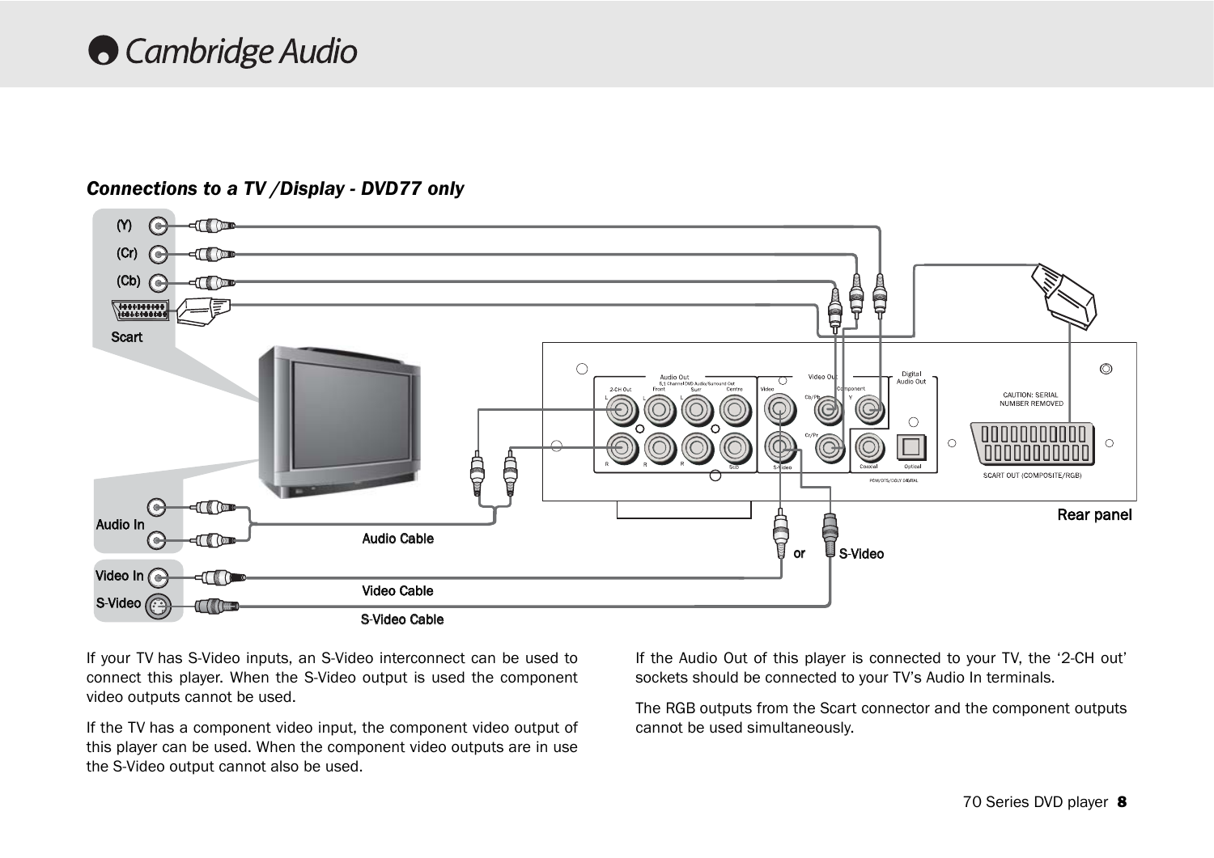### *Connections to a TV /Display - DVD77 only*

If your TV has S-Video inputs, an S-Video interconnect can be used to connect this player. When the S-Video output is used the component video outputs cannot be used.

If the TV has a component video input, the component video output of this player can be used. When the component video outputs are in use the S-Video output cannot also be used.

If the Audio Out of this player is connected to your TV, the '2-CH out' sockets should be connected to your TV's Audio In terminals.

The RGB outputs from the Scart connector and the component outputs cannot be used simultaneously.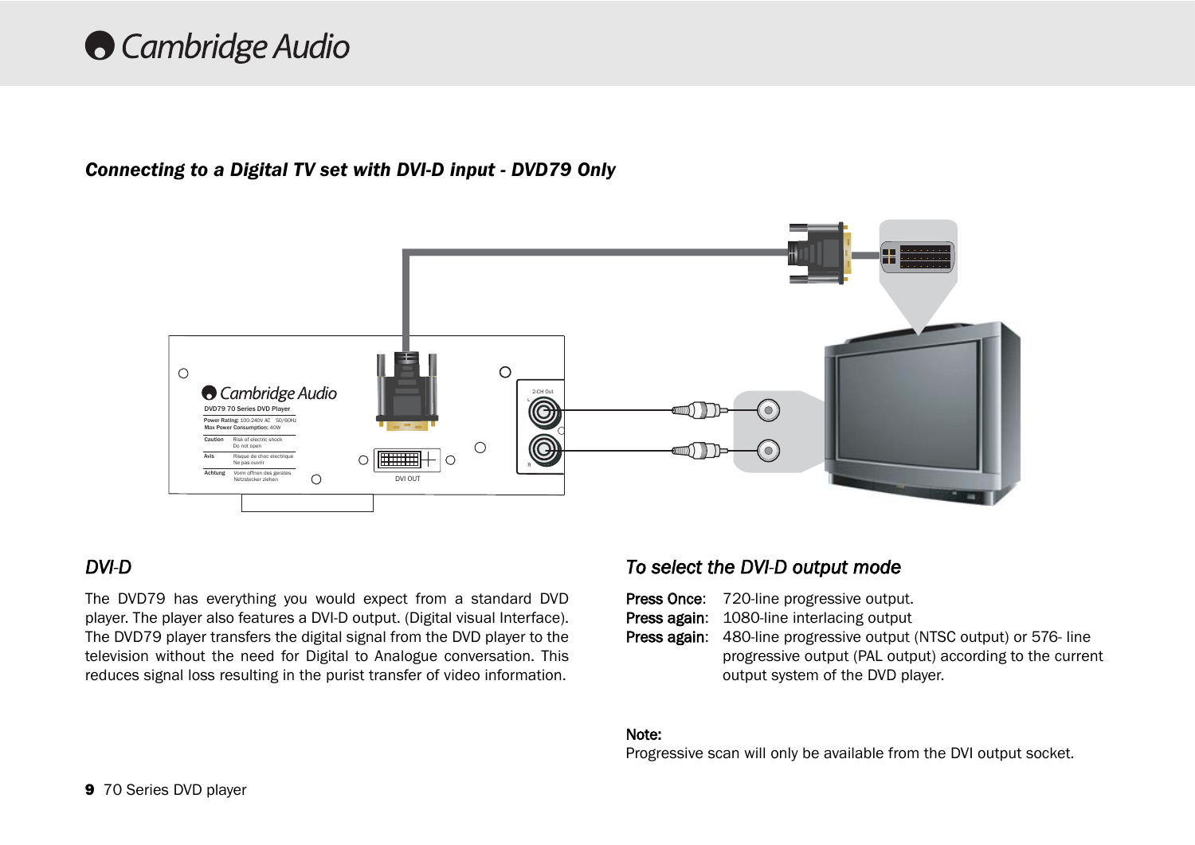### *Connecting to a Digital TV set with DVI-D input - DVD79 Only*

## *DVI-D*

The DVD79 has everything you would expect from a standard DVD player. The player also features a DVI-D output. (Digital visual Interface). The DVD79 player transfers the digital signal from the DVD player to the television without the need for Digital to Analogue conversation. This reduces signal loss resulting in the purist transfer of video information.

## *To select the DVI-D output mode*

**Press Once**: 720-line progressive output.
**Press again**: 1080-line interlacing output
**Press again**: 480-line progressive output (NTSC output) or 576- line progressive output (PAL output) according to the current output system of the DVD player.

**Note:**
Progressive scan will only be available from the DVI output socket.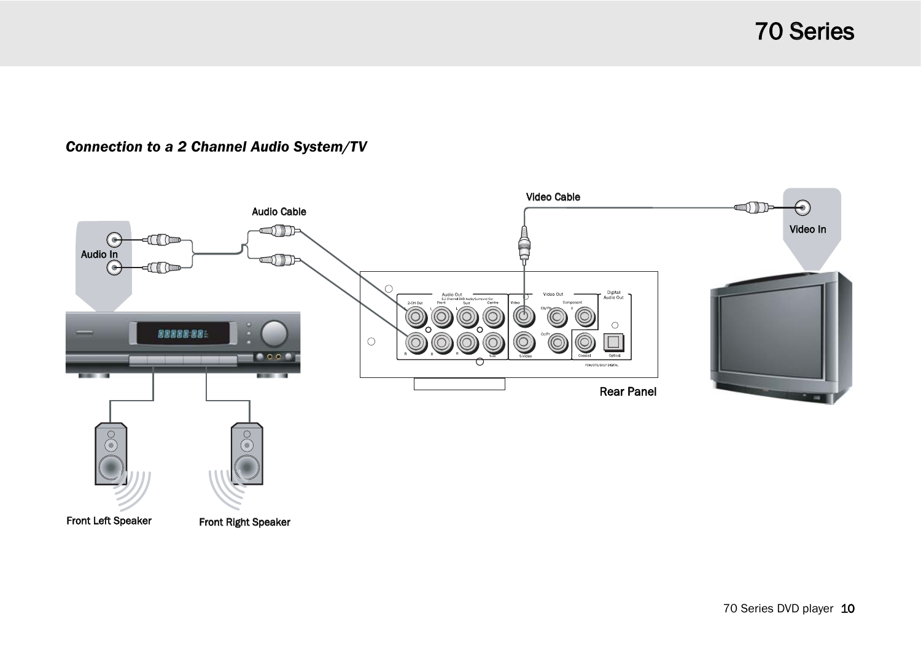### *Connection to a 2 Channel Audio System/TV*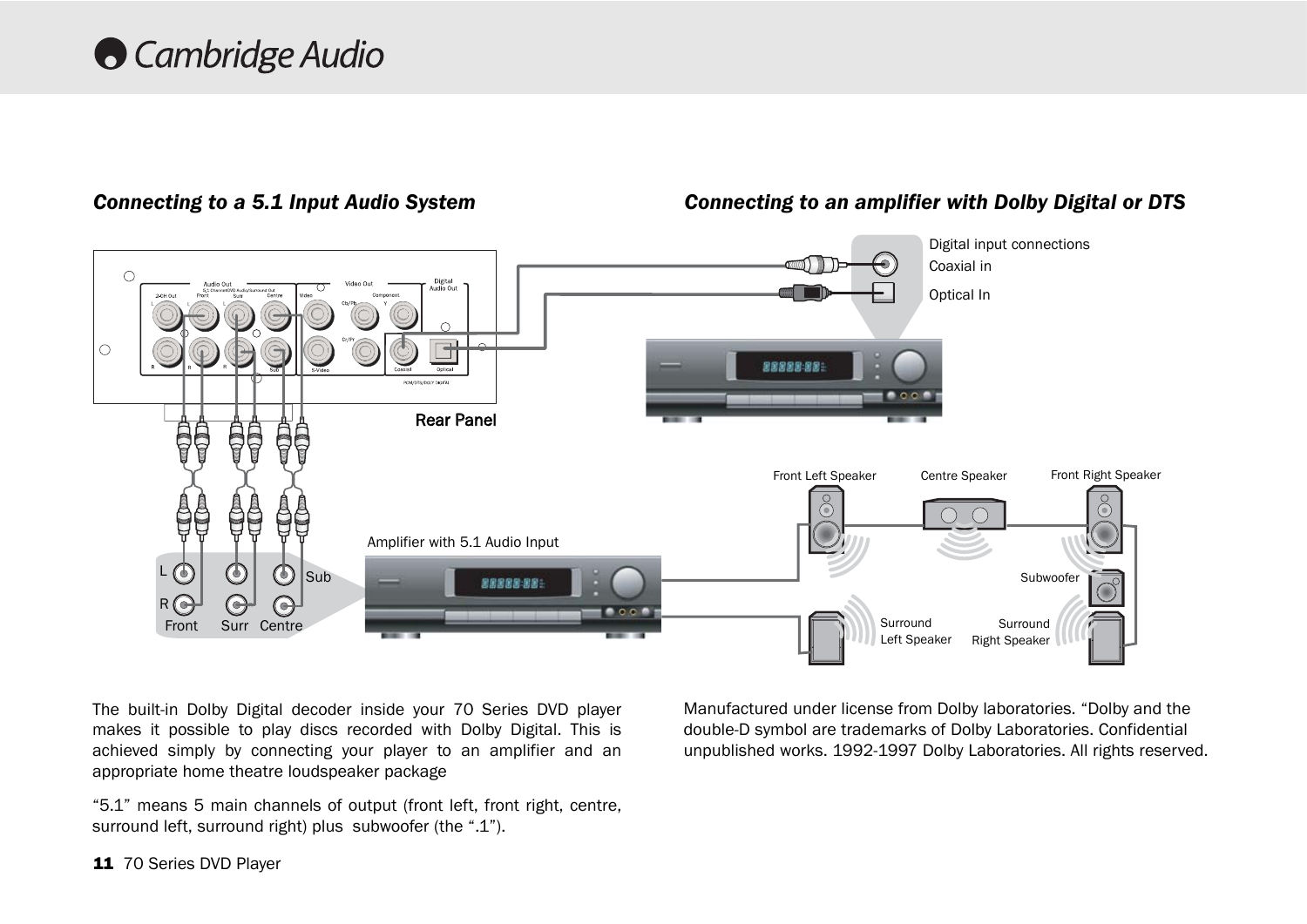### *Connecting to a 5.1 Input Audio System*

### *Connecting to an amplifier with Dolby Digital or DTS*

The built-in Dolby Digital decoder inside your 70 Series DVD player makes it possible to play discs recorded with Dolby Digital. This is achieved simply by connecting your player to an amplifier and an appropriate home theatre loudspeaker package

"5.1" means 5 main channels of output (front left, front right, centre, surround left, surround right) plus subwoofer (the ".1").

Manufactured under license from Dolby laboratories. "Dolby and the double-D symbol are trademarks of Dolby Laboratories. Confidential unpublished works. 1992-1997 Dolby Laboratories. All rights reserved.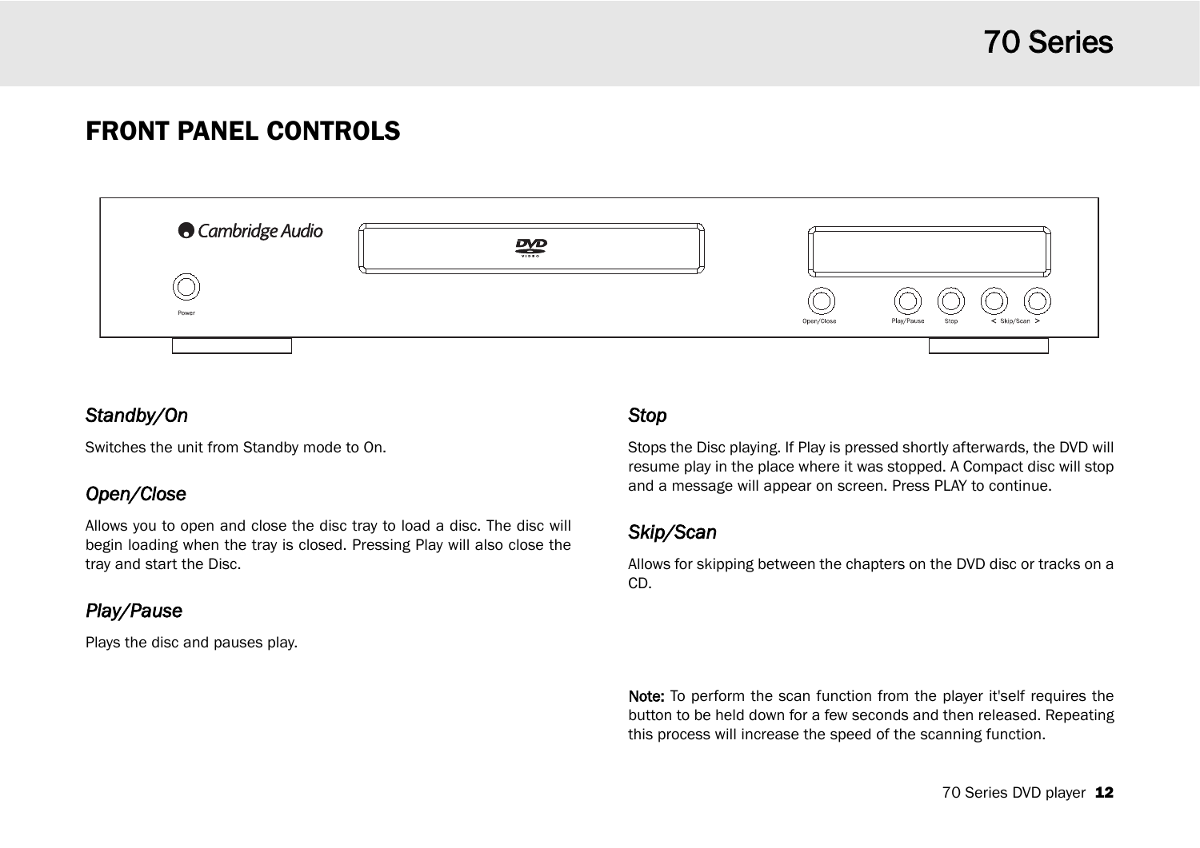# FRONT PANEL CONTROLS

### *Standby/On*

Switches the unit from Standby mode to On.

### *Open/Close*

Allows you to open and close the disc tray to load a disc. The disc will begin loading when the tray is closed. Pressing Play will also close the tray and start the Disc.

### *Play/Pause*

Plays the disc and pauses play.

### *Stop*

Stops the Disc playing. If Play is pressed shortly afterwards, the DVD will resume play in the place where it was stopped. A Compact disc will stop and a message will appear on screen. Press PLAY to continue.

### *Skip/Scan*

Allows for skipping between the chapters on the DVD disc or tracks on a CD.

**Note:** To perform the scan function from the player it'self requires the button to be held down for a few seconds and then released. Repeating this process will increase the speed of the scanning function.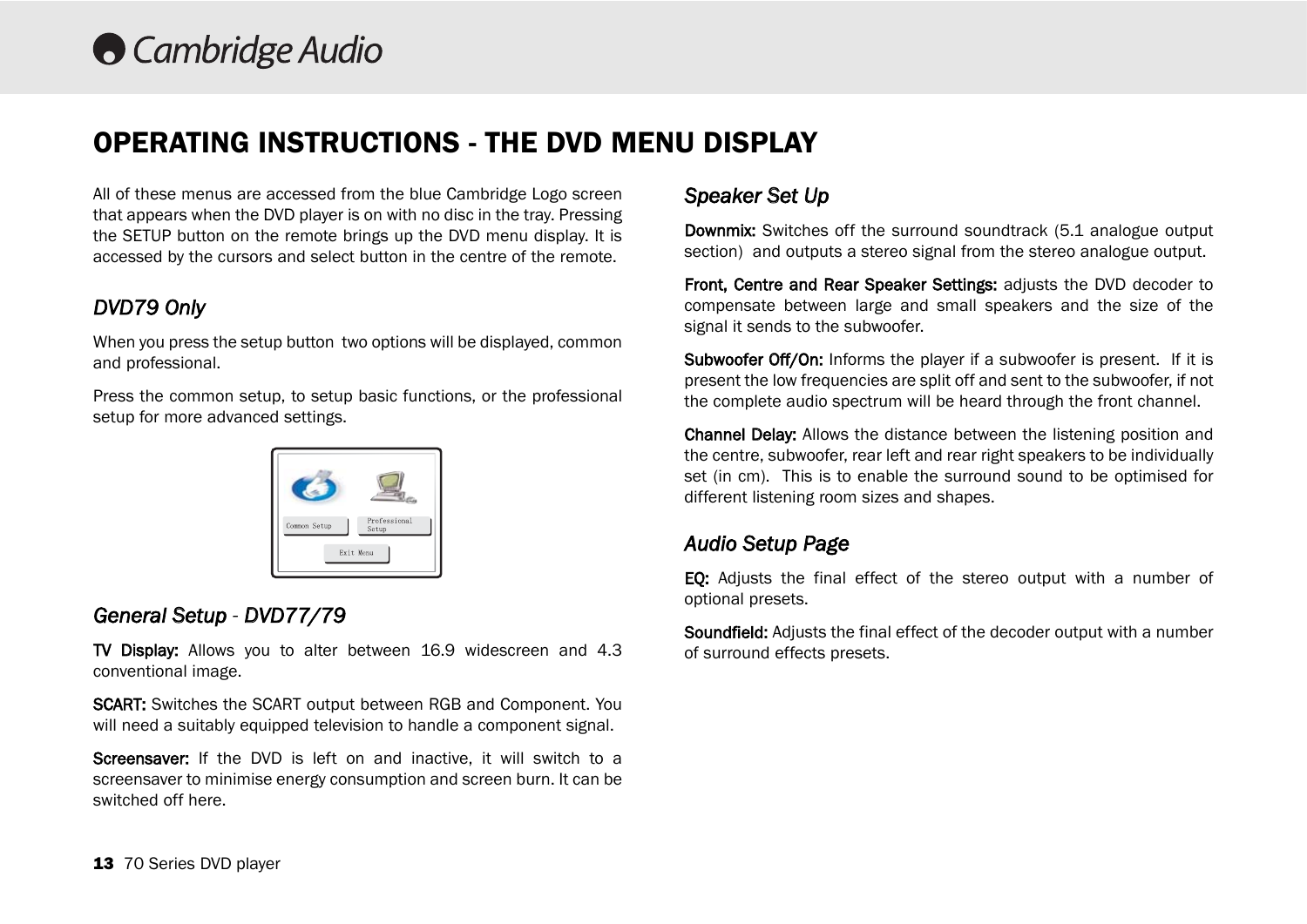# OPERATING INSTRUCTIONS - THE DVD MENU DISPLAY

All of these menus are accessed from the blue Cambridge Logo screen that appears when the DVD player is on with no disc in the tray. Pressing the SETUP button on the remote brings up the DVD menu display. It is accessed by the cursors and select button in the centre of the remote.

## *DVD79 Only*

When you press the setup button two options will be displayed, common and professional.

Press the common setup, to setup basic functions, or the professional setup for more advanced settings.

## *General Setup - DVD77/79*

**TV Display:** Allows you to alter between 16.9 widescreen and 4.3 conventional image.

**SCART:** Switches the SCART output between RGB and Component. You will need a suitably equipped television to handle a component signal.

**Screensaver:** If the DVD is left on and inactive, it will switch to a screensaver to minimise energy consumption and screen burn. It can be switched off here.

## *Speaker Set Up*

**Downmix:** Switches off the surround soundtrack (5.1 analogue output section) and outputs a stereo signal from the stereo analogue output.

**Front, Centre and Rear Speaker Settings:** adjusts the DVD decoder to compensate between large and small speakers and the size of the signal it sends to the subwoofer.

**Subwoofer Off/On:** Informs the player if a subwoofer is present. If it is present the low frequencies are split off and sent to the subwoofer, if not the complete audio spectrum will be heard through the front channel.

**Channel Delay:** Allows the distance between the listening position and the centre, subwoofer, rear left and rear right speakers to be individually set (in cm). This is to enable the surround sound to be optimised for different listening room sizes and shapes.

## *Audio Setup Page*

**EQ:** Adjusts the final effect of the stereo output with a number of optional presets.

**Soundfield:** Adjusts the final effect of the decoder output with a number of surround effects presets.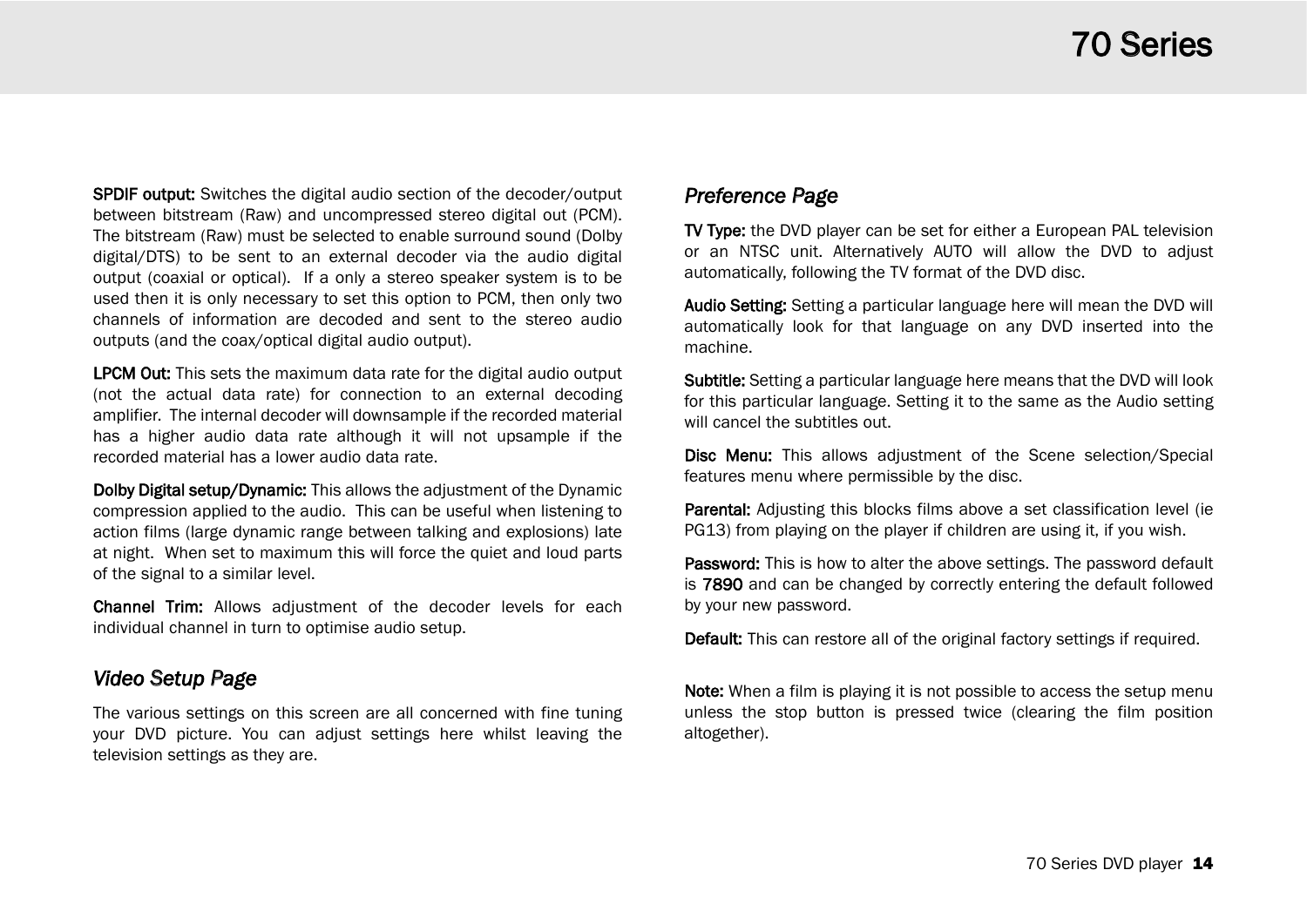**SPDIF output:** Switches the digital audio section of the decoder/output between bitstream (Raw) and uncompressed stereo digital out (PCM). The bitstream (Raw) must be selected to enable surround sound (Dolby digital/DTS) to be sent to an external decoder via the audio digital output (coaxial or optical). If a only a stereo speaker system is to be used then it is only necessary to set this option to PCM, then only two channels of information are decoded and sent to the stereo audio outputs (and the coax/optical digital audio output).

**LPCM Out:** This sets the maximum data rate for the digital audio output (not the actual data rate) for connection to an external decoding amplifier. The internal decoder will downsample if the recorded material has a higher audio data rate although it will not upsample if the recorded material has a lower audio data rate.

**Dolby Digital setup/Dynamic:** This allows the adjustment of the Dynamic compression applied to the audio. This can be useful when listening to action films (large dynamic range between talking and explosions) late at night. When set to maximum this will force the quiet and loud parts of the signal to a similar level.

**Channel Trim:** Allows adjustment of the decoder levels for each individual channel in turn to optimise audio setup.

## *Video Setup Page*

The various settings on this screen are all concerned with fine tuning your DVD picture. You can adjust settings here whilst leaving the television settings as they are.

## *Preference Page*

**TV Type:** the DVD player can be set for either a European PAL television or an NTSC unit. Alternatively AUTO will allow the DVD to adjust automatically, following the TV format of the DVD disc.

**Audio Setting:** Setting a particular language here will mean the DVD will automatically look for that language on any DVD inserted into the machine.

**Subtitle:** Setting a particular language here means that the DVD will look for this particular language. Setting it to the same as the Audio setting will cancel the subtitles out.

**Disc Menu:** This allows adjustment of the Scene selection/Special features menu where permissible by the disc.

**Parental:** Adjusting this blocks films above a set classification level (ie PG13) from playing on the player if children are using it, if you wish.

**Password:** This is how to alter the above settings. The password default is **7890** and can be changed by correctly entering the default followed by your new password.

**Default:** This can restore all of the original factory settings if required.

**Note:** When a film is playing it is not possible to access the setup menu unless the stop button is pressed twice (clearing the film position altogether).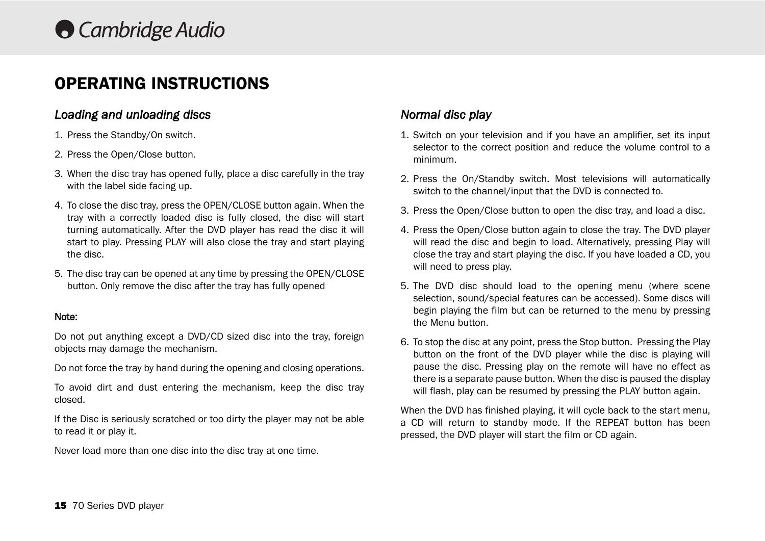# OPERATING INSTRUCTIONS

## *Loading and unloading discs*

1. Press the Standby/On switch.
2. Press the Open/Close button.
3. When the disc tray has opened fully, place a disc carefully in the tray with the label side facing up.
4. To close the disc tray, press the OPEN/CLOSE button again. When the tray with a correctly loaded disc is fully closed, the disc will start turning automatically. After the DVD player has read the disc it will start to play. Pressing PLAY will also close the tray and start playing the disc.
5. The disc tray can be opened at any time by pressing the OPEN/CLOSE button. Only remove the disc after the tray has fully opened

**Note:**

Do not put anything except a DVD/CD sized disc into the tray, foreign objects may damage the mechanism.

Do not force the tray by hand during the opening and closing operations.

To avoid dirt and dust entering the mechanism, keep the disc tray closed.

If the Disc is seriously scratched or too dirty the player may not be able to read it or play it.

Never load more than one disc into the disc tray at one time.

## *Normal disc play*

1. Switch on your television and if you have an amplifier, set its input selector to the correct position and reduce the volume control to a minimum.
2. Press the On/Standby switch. Most televisions will automatically switch to the channel/input that the DVD is connected to.
3. Press the Open/Close button to open the disc tray, and load a disc.
4. Press the Open/Close button again to close the tray. The DVD player will read the disc and begin to load. Alternatively, pressing Play will close the tray and start playing the disc. If you have loaded a CD, you will need to press play.
5. The DVD disc should load to the opening menu (where scene selection, sound/special features can be accessed). Some discs will begin playing the film but can be returned to the menu by pressing the Menu button.
6. To stop the disc at any point, press the Stop button. Pressing the Play button on the front of the DVD player while the disc is playing will pause the disc. Pressing play on the remote will have no effect as there is a separate pause button. When the disc is paused the display will flash, play can be resumed by pressing the PLAY button again.

When the DVD has finished playing, it will cycle back to the start menu, a CD will return to standby mode. If the REPEAT button has been pressed, the DVD player will start the film or CD again.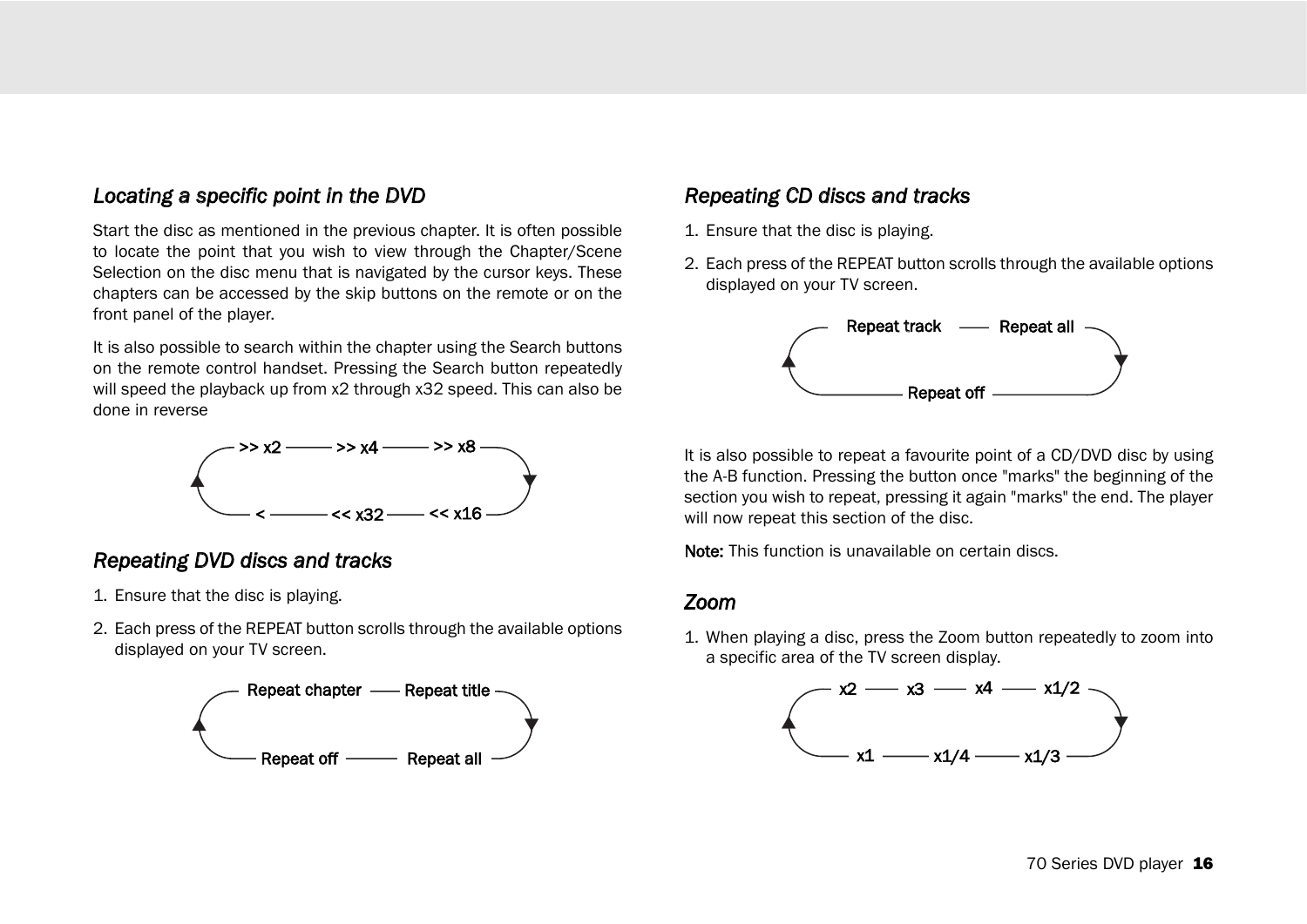### *Locating a specific point in the DVD*

Start the disc as mentioned in the previous chapter. It is often possible to locate the point that you wish to view through the Chapter/Scene Selection on the disc menu that is navigated by the cursor keys. These chapters can be accessed by the skip buttons on the remote or on the front panel of the player.

It is also possible to search within the chapter using the Search buttons on the remote control handset. Pressing the Search button repeatedly will speed the playback up from x2 through x32 speed. This can also be done in reverse

>> x2 —— >> x4 —— >> x8 —— << x16 —— << x32 —— <

### *Repeating DVD discs and tracks*

1. Ensure that the disc is playing.
2. Each press of the REPEAT button scrolls through the available options displayed on your TV screen.

Repeat chapter —— Repeat title —— Repeat all —— Repeat off

### *Repeating CD discs and tracks*

1. Ensure that the disc is playing.
2. Each press of the REPEAT button scrolls through the available options displayed on your TV screen.

Repeat track —— Repeat all —— Repeat off

It is also possible to repeat a favourite point of a CD/DVD disc by using the A-B function. Pressing the button once "marks" the beginning of the section you wish to repeat, pressing it again "marks" the end. The player will now repeat this section of the disc.

**Note:** This function is unavailable on certain discs.

### *Zoom*

1. When playing a disc, press the Zoom button repeatedly to zoom into a specific area of the TV screen display.

x2 —— x3 —— x4 —— x1/2 —— x1/3 —— x1/4 —— x1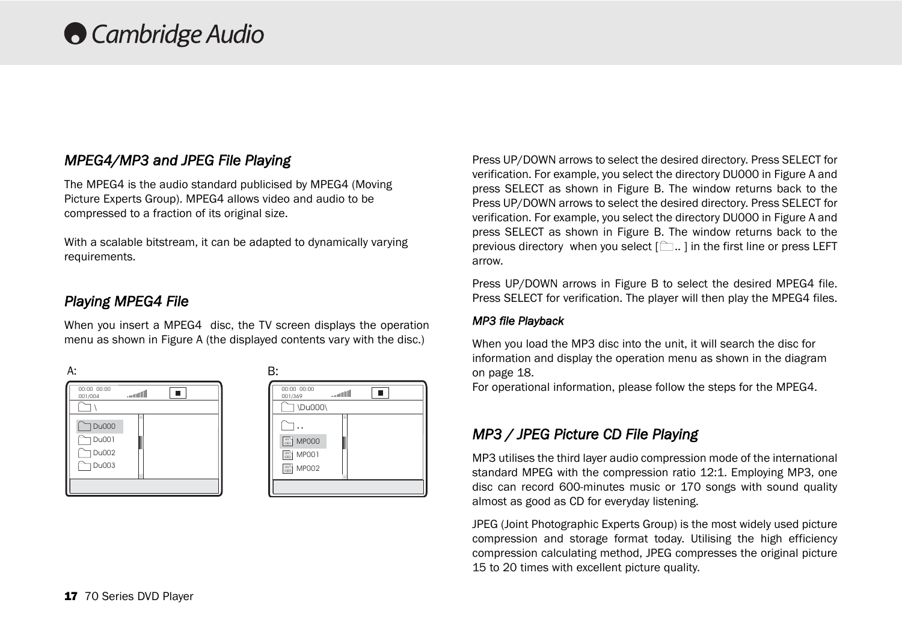## MPEG4/MP3 and JPEG File Playing

The MPEG4 is the audio standard publicised by MPEG4 (Moving Picture Experts Group). MPEG4 allows video and audio to be compressed to a fraction of its original size.

With a scalable bitstream, it can be adapted to dynamically varying requirements.

## Playing MPEG4 File

When you insert a MPEG4 disc, the TV screen displays the operation menu as shown in Figure A (the displayed contents vary with the disc.)

A:

00:00 00:00
001/004

\

Du000
Du001
Du002
Du003

B:

00:00 00:00
001/369

\Du000\

..
MP000
MP001
MP002

Press UP/DOWN arrows to select the desired directory. Press SELECT for verification. For example, you select the directory DU000 in Figure A and press SELECT as shown in Figure B. The window returns back to the Press UP/DOWN arrows to select the desired directory. Press SELECT for verification. For example, you select the directory DU000 in Figure A and press SELECT as shown in Figure B. The window returns back to the previous directory when you select [ .. ] in the first line or press LEFT arrow.

Press UP/DOWN arrows in Figure B to select the desired MPEG4 file. Press SELECT for verification. The player will then play the MPEG4 files.

### MP3 file Playback

When you load the MP3 disc into the unit, it will search the disc for information and display the operation menu as shown in the diagram on page 18.
For operational information, please follow the steps for the MPEG4.

## MP3 / JPEG Picture CD File Playing

MP3 utilises the third layer audio compression mode of the international standard MPEG with the compression ratio 12:1. Employing MP3, one disc can record 600-minutes music or 170 songs with sound quality almost as good as CD for everyday listening.

JPEG (Joint Photographic Experts Group) is the most widely used picture compression and storage format today. Utilising the high efficiency compression calculating method, JPEG compresses the original picture 15 to 20 times with excellent picture quality.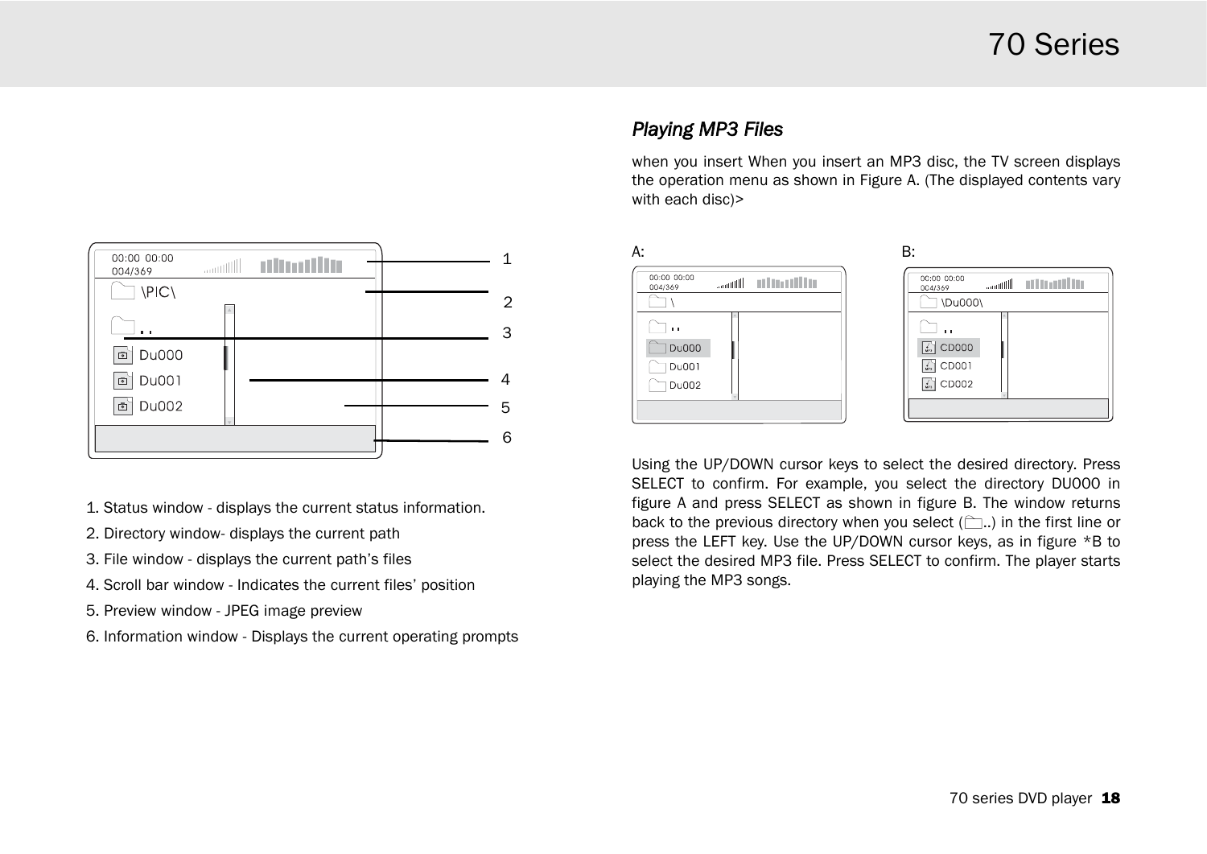1. Status window - displays the current status information.
2. Directory window- displays the current path
3. File window - displays the current path's files
4. Scroll bar window - Indicates the current files' position
5. Preview window - JPEG image preview
6. Information window - Displays the current operating prompts

## *Playing MP3 Files*

when you insert When you insert an MP3 disc, the TV screen displays the operation menu as shown in Figure A. (The displayed contents vary with each disc)>

A:

B:

Using the UP/DOWN cursor keys to select the desired directory. Press SELECT to confirm. For example, you select the directory DU000 in figure A and press SELECT as shown in figure B. The window returns back to the previous directory when you select (..) in the first line or press the LEFT key. Use the UP/DOWN cursor keys, as in figure *B to select the desired MP3 file. Press SELECT to confirm. The player starts playing the MP3 songs.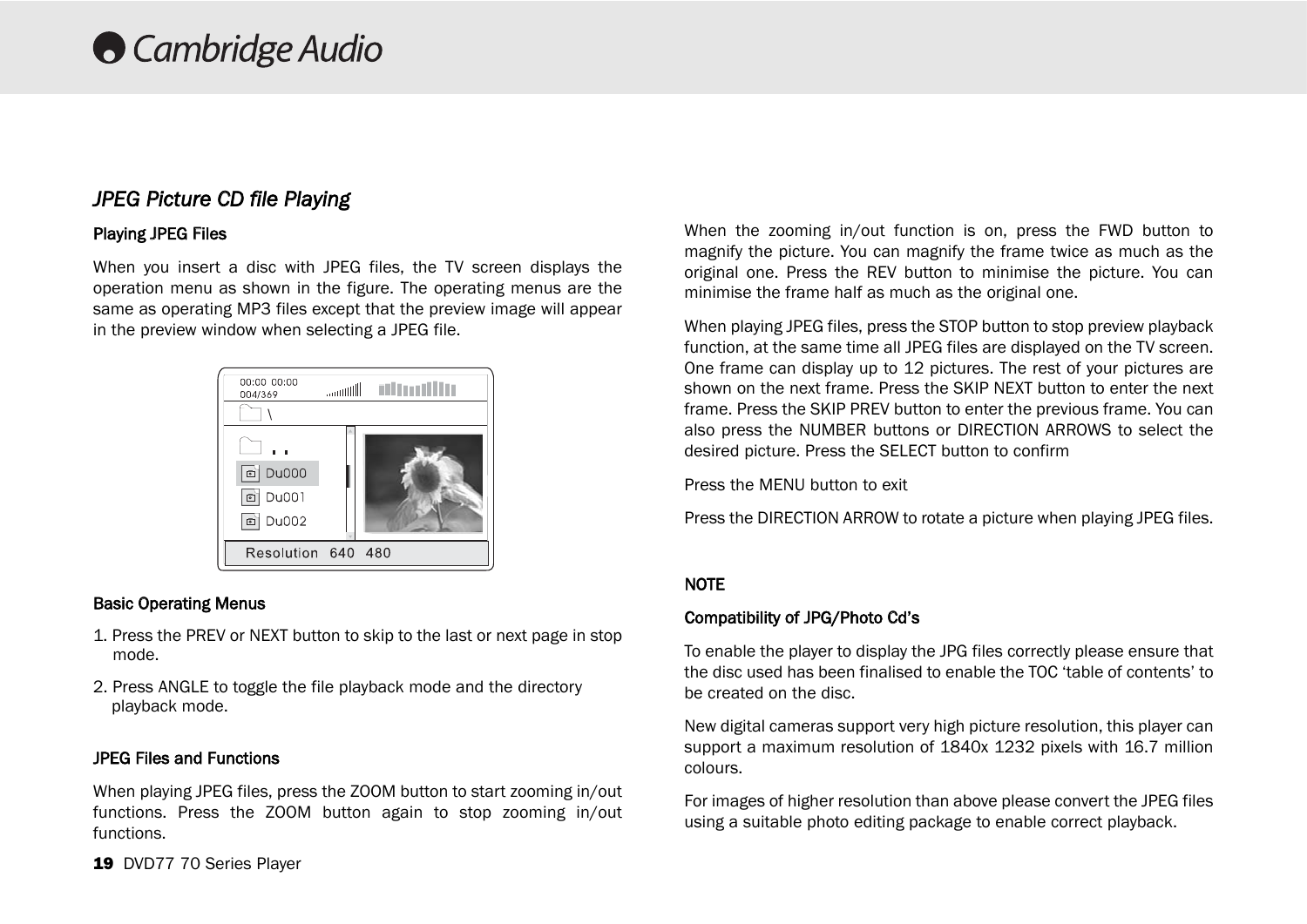## *JPEG Picture CD file Playing*

### Playing JPEG Files

When you insert a disc with JPEG files, the TV screen displays the operation menu as shown in the figure. The operating menus are the same as operating MP3 files except that the preview image will appear in the preview window when selecting a JPEG file.

### Basic Operating Menus

1. Press the PREV or NEXT button to skip to the last or next page in stop mode.
2. Press ANGLE to toggle the file playback mode and the directory playback mode.

### JPEG Files and Functions

When playing JPEG files, press the ZOOM button to start zooming in/out functions. Press the ZOOM button again to stop zooming in/out functions.

When the zooming in/out function is on, press the FWD button to magnify the picture. You can magnify the frame twice as much as the original one. Press the REV button to minimise the picture. You can minimise the frame half as much as the original one.

When playing JPEG files, press the STOP button to stop preview playback function, at the same time all JPEG files are displayed on the TV screen. One frame can display up to 12 pictures. The rest of your pictures are shown on the next frame. Press the SKIP NEXT button to enter the next frame. Press the SKIP PREV button to enter the previous frame. You can also press the NUMBER buttons or DIRECTION ARROWS to select the desired picture. Press the SELECT button to confirm

Press the MENU button to exit

Press the DIRECTION ARROW to rotate a picture when playing JPEG files.

### NOTE

### Compatibility of JPG/Photo Cd's

To enable the player to display the JPG files correctly please ensure that the disc used has been finalised to enable the TOC 'table of contents' to be created on the disc.

New digital cameras support very high picture resolution, this player can support a maximum resolution of 1840x 1232 pixels with 16.7 million colours.

For images of higher resolution than above please convert the JPEG files using a suitable photo editing package to enable correct playback.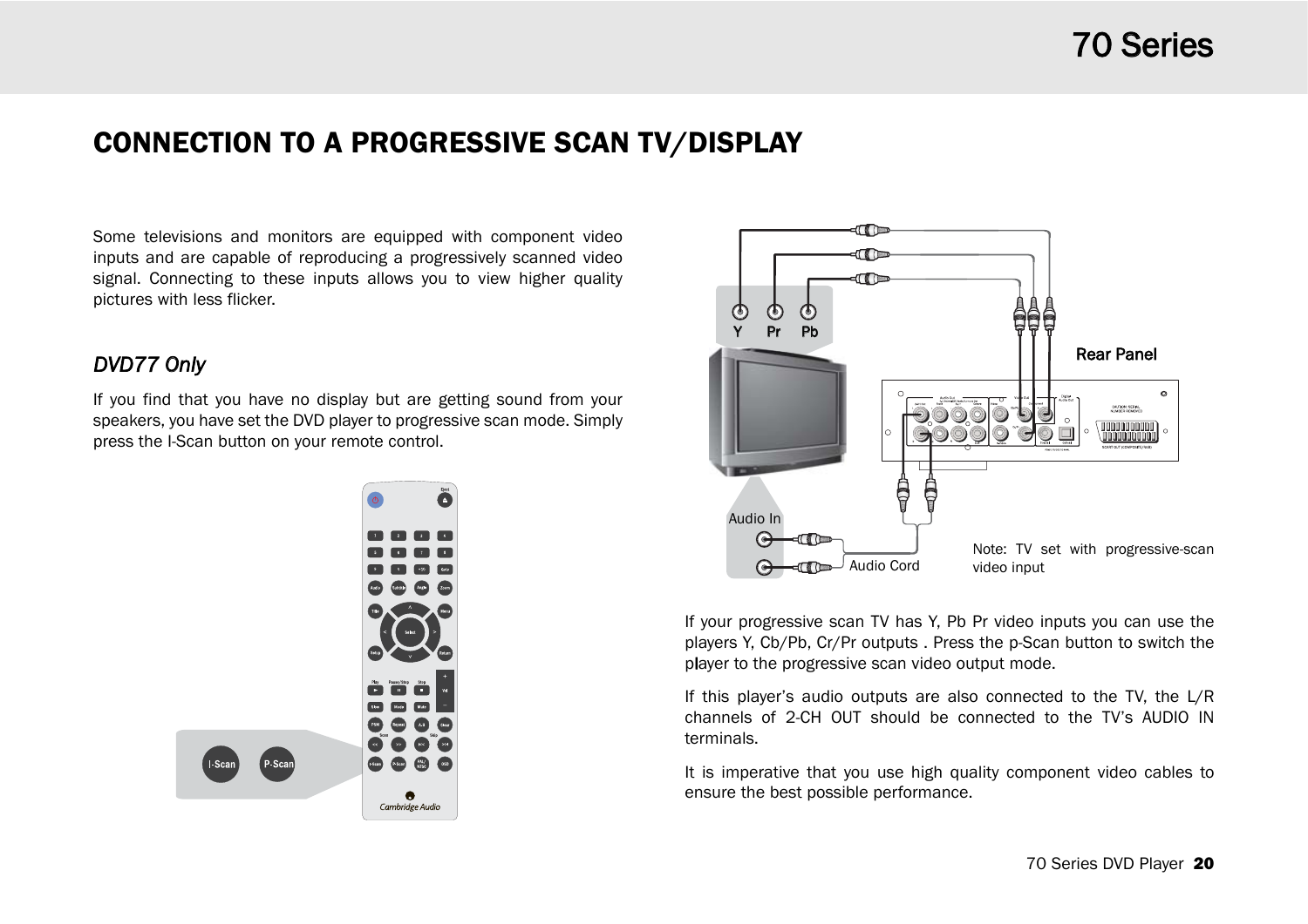# CONNECTION TO A PROGRESSIVE SCAN TV/DISPLAY

Some televisions and monitors are equipped with component video inputs and are capable of reproducing a progressively scanned video signal. Connecting to these inputs allows you to view higher quality pictures with less flicker.

## *DVD77 Only*

If you find that you have no display but are getting sound from your speakers, you have set the DVD player to progressive scan mode. Simply press the I-Scan button on your remote control.

If your progressive scan TV has Y, Pb Pr video inputs you can use the players Y, Cb/Pb, Cr/Pr outputs . Press the p-Scan button to switch the player to the progressive scan video output mode.

If this player's audio outputs are also connected to the TV, the L/R channels of 2-CH OUT should be connected to the TV's AUDIO IN terminals.

It is imperative that you use high quality component video cables to ensure the best possible performance.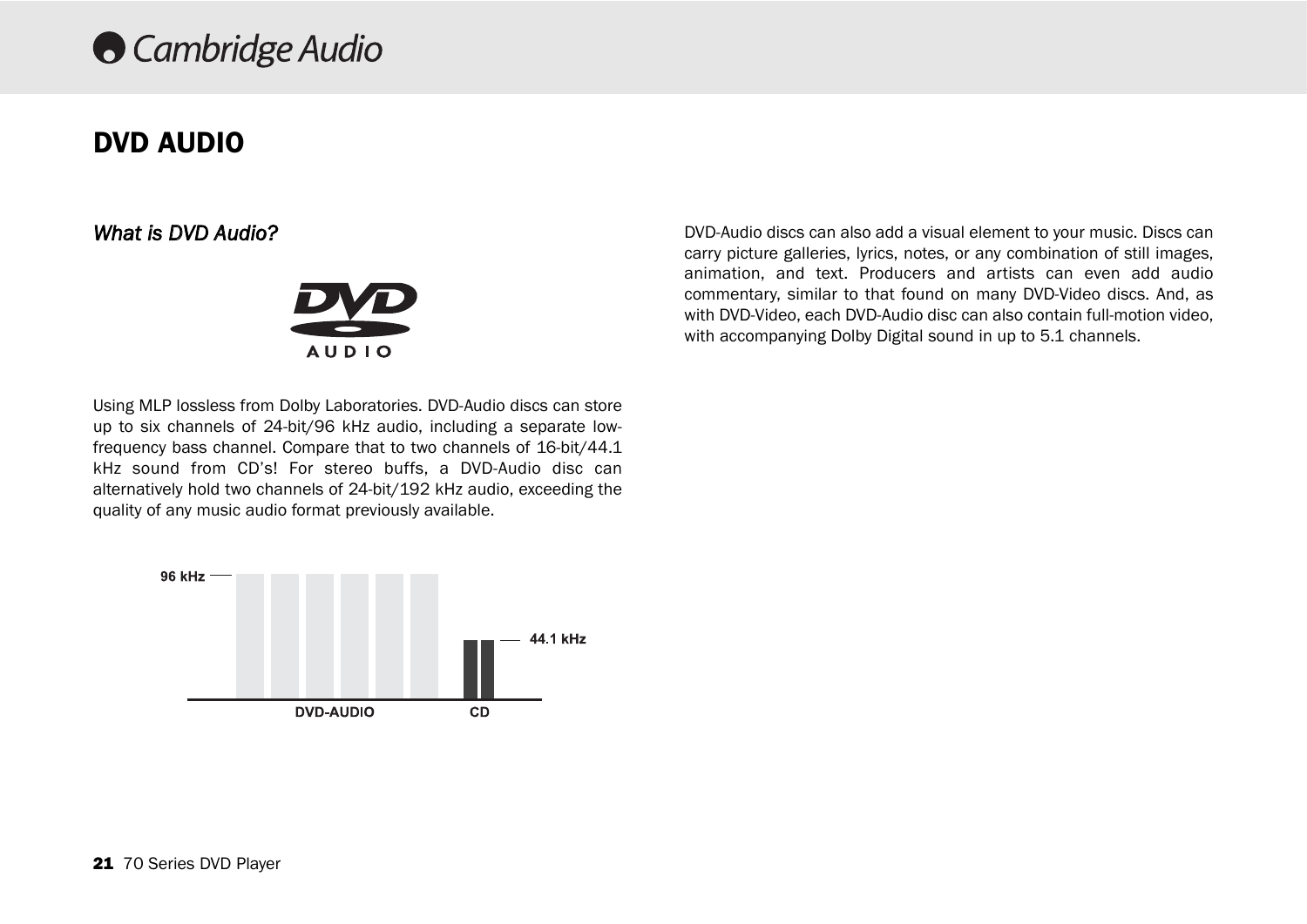# DVD AUDIO

### *What is DVD Audio?*

Using MLP lossless from Dolby Laboratories. DVD-Audio discs can store up to six channels of 24-bit/96 kHz audio, including a separate low-frequency bass channel. Compare that to two channels of 16-bit/44.1 kHz sound from CD's! For stereo buffs, a DVD-Audio disc can alternatively hold two channels of 24-bit/192 kHz audio, exceeding the quality of any music audio format previously available.

DVD-Audio discs can also add a visual element to your music. Discs can carry picture galleries, lyrics, notes, or any combination of still images, animation, and text. Producers and artists can even add audio commentary, similar to that found on many DVD-Video discs. And, as with DVD-Video, each DVD-Audio disc can also contain full-motion video, with accompanying Dolby Digital sound in up to 5.1 channels.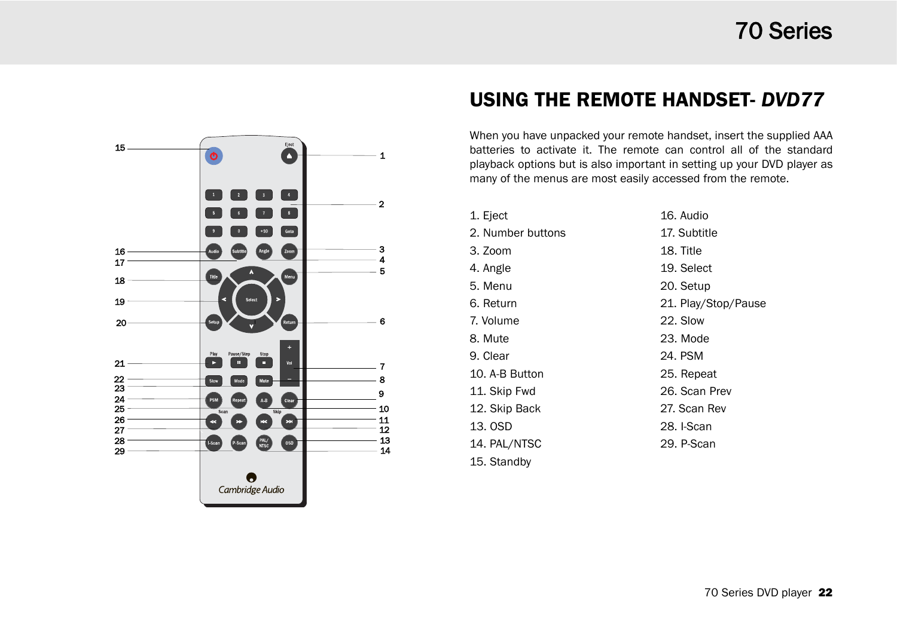## USING THE REMOTE HANDSET- *DVD77*

When you have unpacked your remote handset, insert the supplied AAA batteries to activate it. The remote can control all of the standard playback options but is also important in setting up your DVD player as many of the menus are most easily accessed from the remote.

1. Eject
2. Number buttons
3. Zoom
4. Angle
5. Menu
6. Return
7. Volume
8. Mute
9. Clear
10. A-B Button
11. Skip Fwd
12. Skip Back
13. OSD
14. PAL/NTSC
15. Standby
16. Audio
17. Subtitle
18. Title
19. Select
20. Setup
21. Play/Stop/Pause
22. Slow
23. Mode
24. PSM
25. Repeat
26. Scan Prev
27. Scan Rev
28. I-Scan
29. P-Scan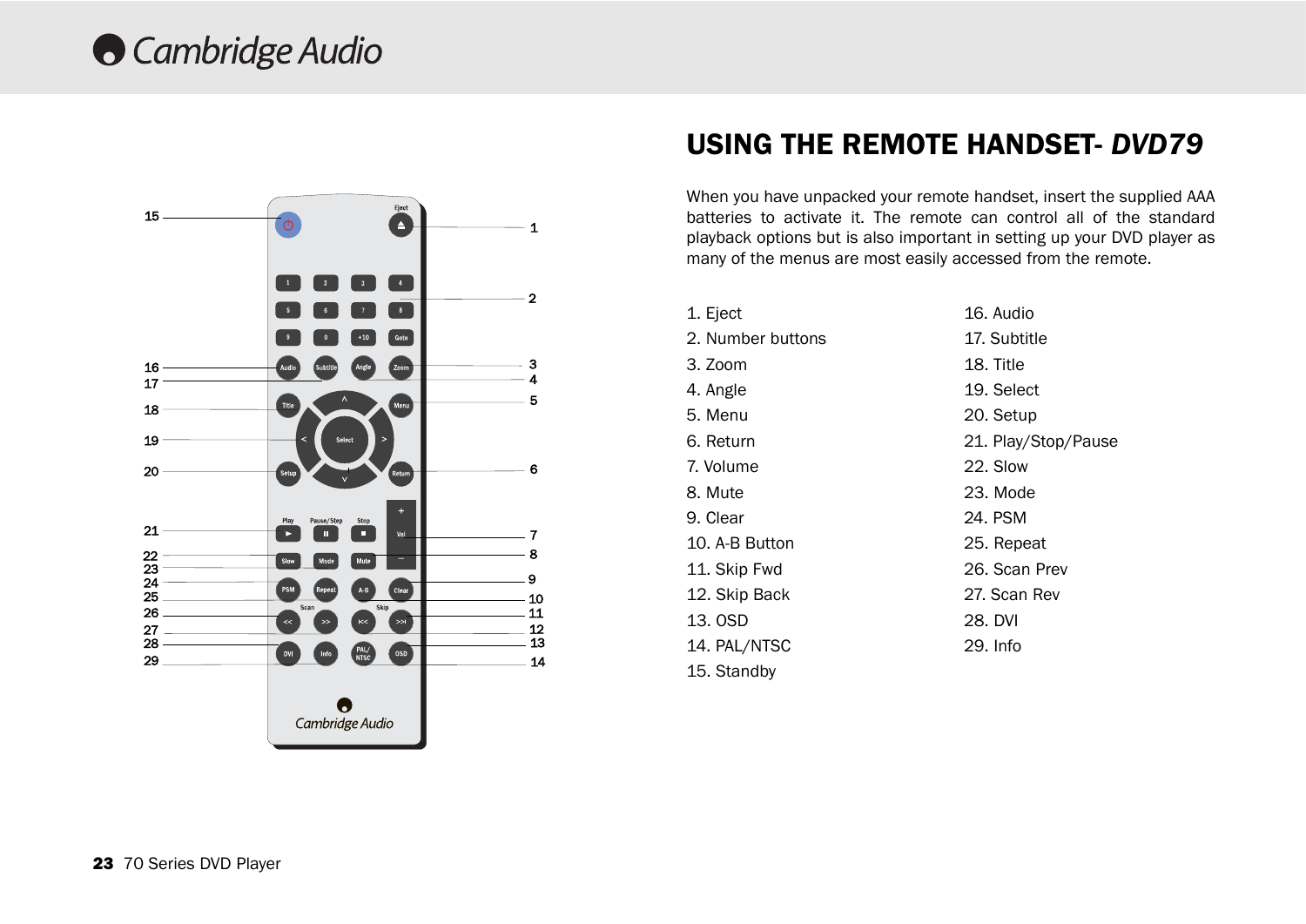# USING THE REMOTE HANDSET- *DVD79*

When you have unpacked your remote handset, insert the supplied AAA batteries to activate it. The remote can control all of the standard playback options but is also important in setting up your DVD player as many of the menus are most easily accessed from the remote.

1. Eject
2. Number buttons
3. Zoom
4. Angle
5. Menu
6. Return
7. Volume
8. Mute
9. Clear
10. A-B Button
11. Skip Fwd
12. Skip Back
13. OSD
14. PAL/NTSC
15. Standby
16. Audio
17. Subtitle
18. Title
19. Select
20. Setup
21. Play/Stop/Pause
22. Slow
23. Mode
24. PSM
25. Repeat
26. Scan Prev
27. Scan Rev
28. DVI
29. Info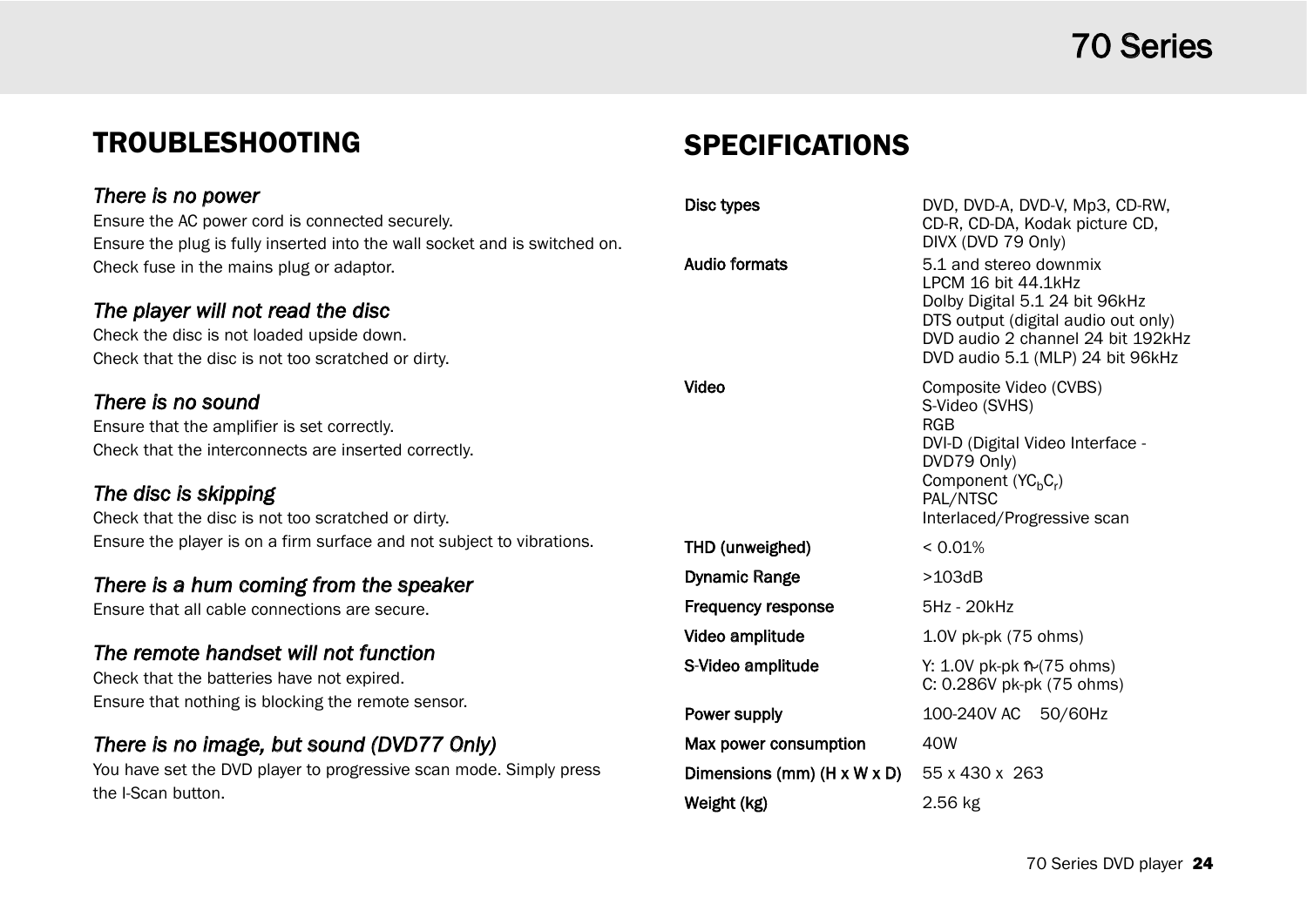## TROUBLESHOOTING

### *There is no power*

Ensure the AC power cord is connected securely.
Ensure the plug is fully inserted into the wall socket and is switched on.
Check fuse in the mains plug or adaptor.

### *The player will not read the disc*

Check the disc is not loaded upside down.
Check that the disc is not too scratched or dirty.

### *There is no sound*

Ensure that the amplifier is set correctly.
Check that the interconnects are inserted correctly.

### *The disc is skipping*

Check that the disc is not too scratched or dirty.
Ensure the player is on a firm surface and not subject to vibrations.

### *There is a hum coming from the speaker*

Ensure that all cable connections are secure.

### *The remote handset will not function*

Check that the batteries have not expired.
Ensure that nothing is blocking the remote sensor.

### *There is no image, but sound (DVD77 Only)*

You have set the DVD player to progressive scan mode. Simply press the I-Scan button.

## SPECIFICATIONS

| | |
|---|---|
| **Disc types** | DVD, DVD-A, DVD-V, Mp3, CD-RW, CD-R, CD-DA, Kodak picture CD, DIVX (DVD 79 Only) |
| **Audio formats** | 5.1 and stereo downmix<br>LPCM 16 bit 44.1kHz<br>Dolby Digital 5.1 24 bit 96kHz<br>DTS output (digital audio out only)<br>DVD audio 2 channel 24 bit 192kHz<br>DVD audio 5.1 (MLP) 24 bit 96kHz |
| **Video** | Composite Video (CVBS)<br>S-Video (SVHS)<br>RGB<br>DVI-D (Digital Video Interface - DVD79 Only)<br>Component ($YC_bC_r$)<br>PAL/NTSC<br>Interlaced/Progressive scan |
| **THD (unweighed)** | < 0.01% |
| **Dynamic Range** | >103dB |
| **Frequency response** | 5Hz - 20kHz |
| **Video amplitude** | 1.0V pk-pk (75 ohms) |
| **S-Video amplitude** | Y: 1.0V pk-pk (75 ohms)<br>C: 0.286V pk-pk (75 ohms) |
| **Power supply** | 100-240V AC 50/60Hz |
| **Max power consumption** | 40W |
| **Dimensions (mm) (H x W x D)** | 55 x 430 x 263 |
| **Weight (kg)** | 2.56 kg |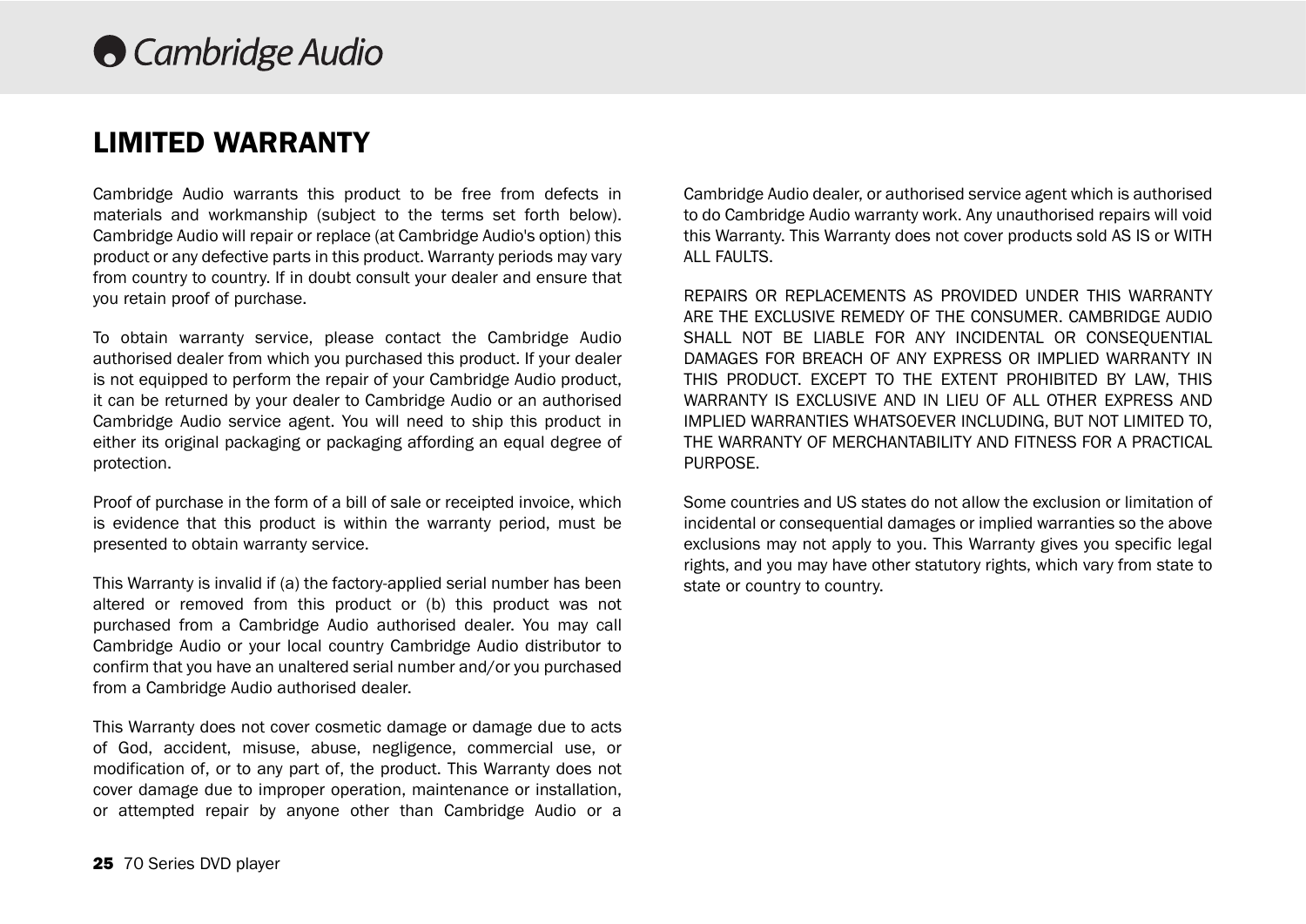## LIMITED WARRANTY

Cambridge Audio warrants this product to be free from defects in materials and workmanship (subject to the terms set forth below). Cambridge Audio will repair or replace (at Cambridge Audio's option) this product or any defective parts in this product. Warranty periods may vary from country to country. If in doubt consult your dealer and ensure that you retain proof of purchase.

To obtain warranty service, please contact the Cambridge Audio authorised dealer from which you purchased this product. If your dealer is not equipped to perform the repair of your Cambridge Audio product, it can be returned by your dealer to Cambridge Audio or an authorised Cambridge Audio service agent. You will need to ship this product in either its original packaging or packaging affording an equal degree of protection.

Proof of purchase in the form of a bill of sale or receipted invoice, which is evidence that this product is within the warranty period, must be presented to obtain warranty service.

This Warranty is invalid if (a) the factory-applied serial number has been altered or removed from this product or (b) this product was not purchased from a Cambridge Audio authorised dealer. You may call Cambridge Audio or your local country Cambridge Audio distributor to confirm that you have an unaltered serial number and/or you purchased from a Cambridge Audio authorised dealer.

This Warranty does not cover cosmetic damage or damage due to acts of God, accident, misuse, abuse, negligence, commercial use, or modification of, or to any part of, the product. This Warranty does not cover damage due to improper operation, maintenance or installation, or attempted repair by anyone other than Cambridge Audio or a Cambridge Audio dealer, or authorised service agent which is authorised to do Cambridge Audio warranty work. Any unauthorised repairs will void this Warranty. This Warranty does not cover products sold AS IS or WITH ALL FAULTS.

REPAIRS OR REPLACEMENTS AS PROVIDED UNDER THIS WARRANTY ARE THE EXCLUSIVE REMEDY OF THE CONSUMER. CAMBRIDGE AUDIO SHALL NOT BE LIABLE FOR ANY INCIDENTAL OR CONSEQUENTIAL DAMAGES FOR BREACH OF ANY EXPRESS OR IMPLIED WARRANTY IN THIS PRODUCT. EXCEPT TO THE EXTENT PROHIBITED BY LAW, THIS WARRANTY IS EXCLUSIVE AND IN LIEU OF ALL OTHER EXPRESS AND IMPLIED WARRANTIES WHATSOEVER INCLUDING, BUT NOT LIMITED TO, THE WARRANTY OF MERCHANTABILITY AND FITNESS FOR A PRACTICAL PURPOSE.

Some countries and US states do not allow the exclusion or limitation of incidental or consequential damages or implied warranties so the above exclusions may not apply to you. This Warranty gives you specific legal rights, and you may have other statutory rights, which vary from state to state or country to country.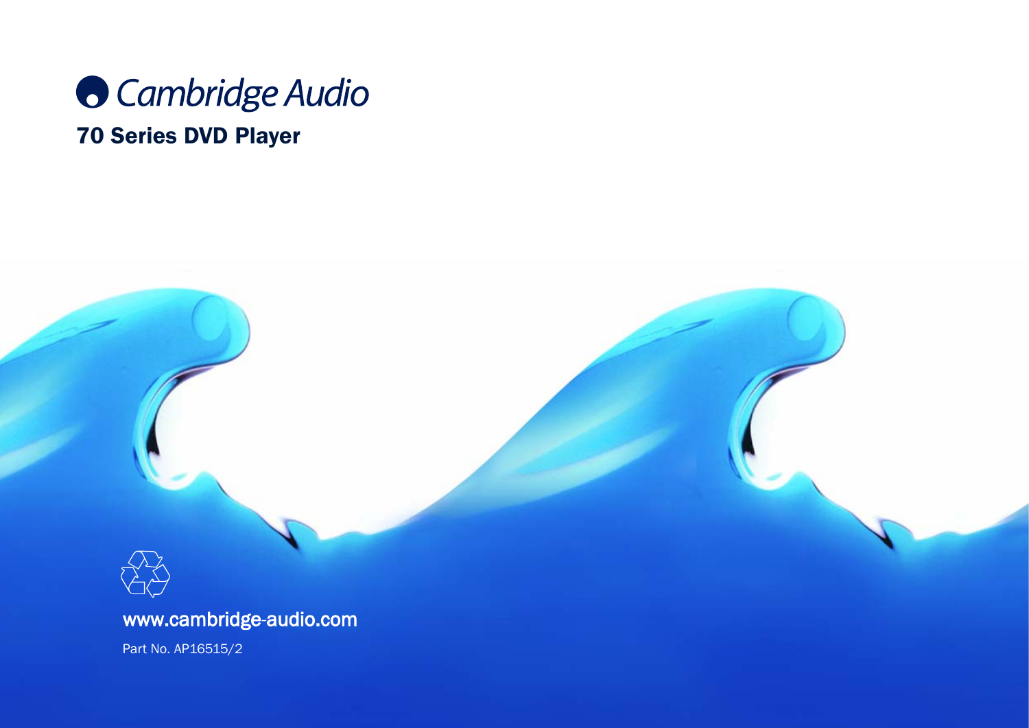# Cambridge Audio

## 70 Series DVD Player

www.cambridge-audio.com

Part No. AP16515/2